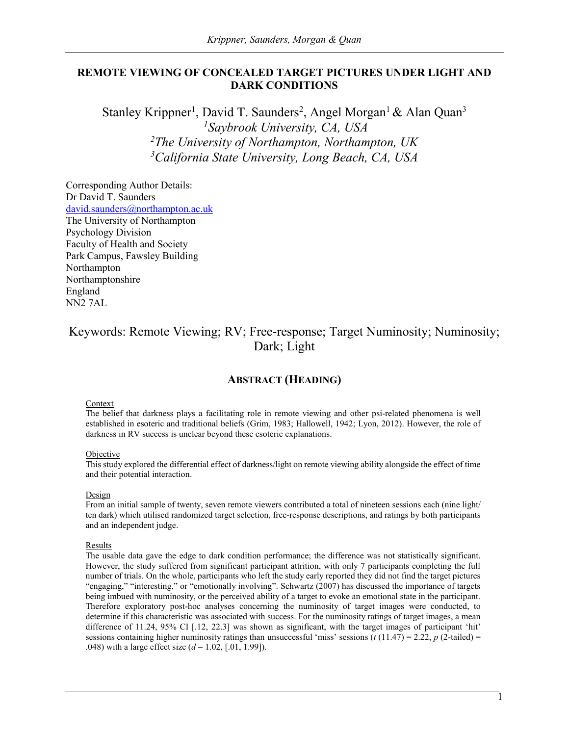# REMOTE VIEWING OF CONCEALED TARGET PICTURES UNDER LIGHT AND DARK CONDITIONS

Stanley Krippner[1], David T. Saunders[2], Angel Morgan[1] & Alan Quan[3]

[1]*Saybrook University, CA, USA*
[2]*The University of Northampton, Northampton, UK*
[3]*California State University, Long Beach, CA, USA*

Corresponding Author Details:
Dr David T. Saunders
david.saunders@northampton.ac.uk
The University of Northampton
Psychology Division
Faculty of Health and Society
Park Campus, Fawsley Building
Northampton
Northamptonshire
England
NN2 7AL

Keywords: Remote Viewing; RV; Free-response; Target Numinosity; Numinosity; Dark; Light

## ABSTRACT (HEADING)

Context

The belief that darkness plays a facilitating role in remote viewing and other psi-related phenomena is well established in esoteric and traditional beliefs (Grim, 1983; Hallowell, 1942; Lyon, 2012). However, the role of darkness in RV success is unclear beyond these esoteric explanations.

Objective

This study explored the differential effect of darkness/light on remote viewing ability alongside the effect of time and their potential interaction.

Design

From an initial sample of twenty, seven remote viewers contributed a total of nineteen sessions each (nine light/ ten dark) which utilised randomized target selection, free-response descriptions, and ratings by both participants and an independent judge.

Results

The usable data gave the edge to dark condition performance; the difference was not statistically significant. However, the study suffered from significant participant attrition, with only 7 participants completing the full number of trials. On the whole, participants who left the study early reported they did not find the target pictures "engaging," "interesting," or "emotionally involving". Schwartz (2007) has discussed the importance of targets being imbued with numinosity, or the perceived ability of a target to evoke an emotional state in the participant. Therefore exploratory post-hoc analyses concerning the numinosity of target images were conducted, to determine if this characteristic was associated with success. For the numinosity ratings of target images, a mean difference of 11.24, 95% CI [.12, 22.3] was shown as significant, with the target images of participant 'hit' sessions containing higher numinosity ratings than unsuccessful 'miss' sessions ($t$ (11.47) = 2.22, $p$ (2-tailed) = .048) with a large effect size ($d$ = 1.02, [.01, 1.99]).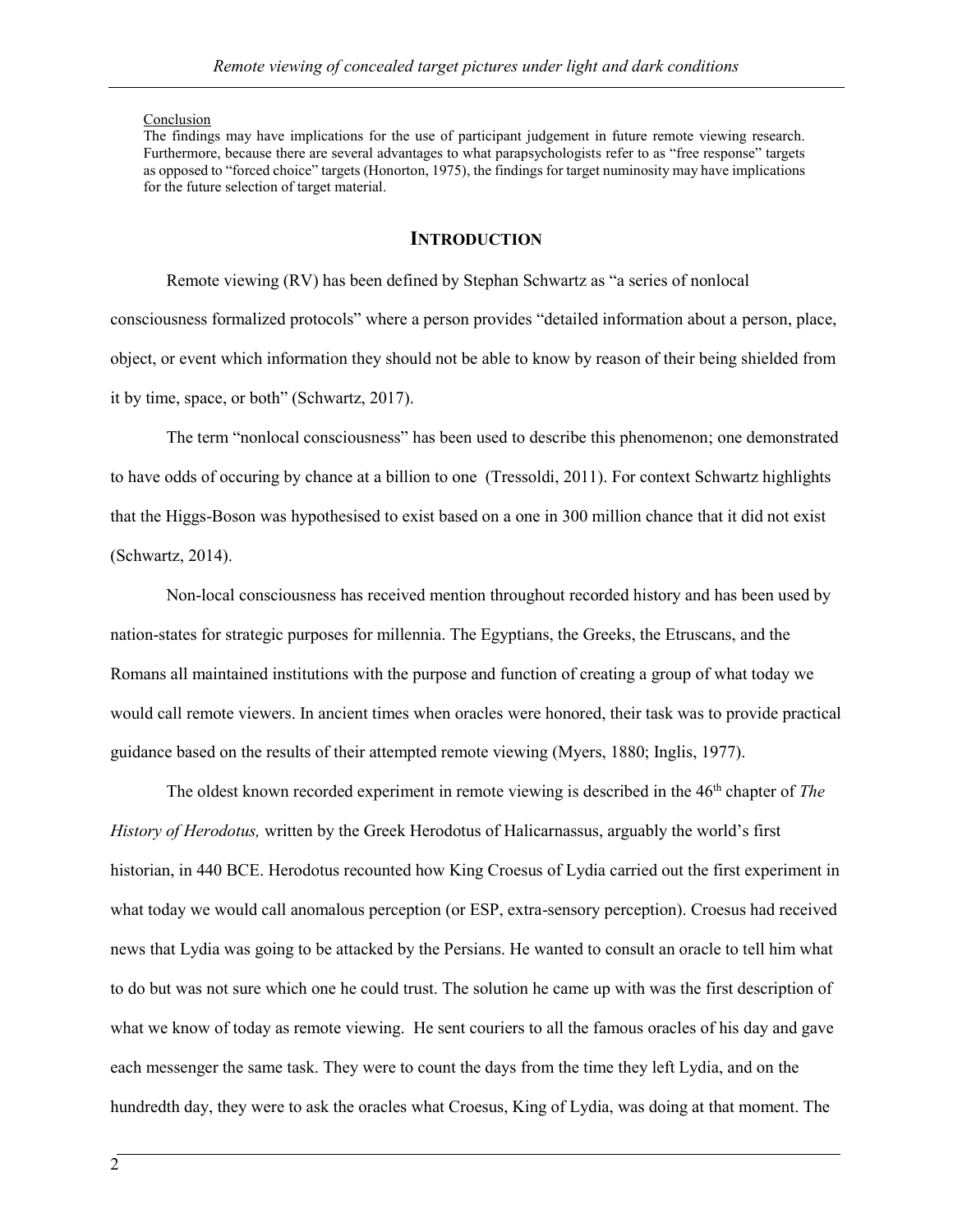Conclusion

The findings may have implications for the use of participant judgement in future remote viewing research. Furthermore, because there are several advantages to what parapsychologists refer to as "free response" targets as opposed to "forced choice" targets (Honorton, 1975), the findings for target numinosity may have implications for the future selection of target material.

## INTRODUCTION

Remote viewing (RV) has been defined by Stephan Schwartz as "a series of nonlocal consciousness formalized protocols" where a person provides "detailed information about a person, place, object, or event which information they should not be able to know by reason of their being shielded from it by time, space, or both" (Schwartz, 2017).

The term "nonlocal consciousness" has been used to describe this phenomenon; one demonstrated to have odds of occuring by chance at a billion to one (Tressoldi, 2011). For context Schwartz highlights that the Higgs-Boson was hypothesised to exist based on a one in 300 million chance that it did not exist (Schwartz, 2014).

Non-local consciousness has received mention throughout recorded history and has been used by nation-states for strategic purposes for millennia. The Egyptians, the Greeks, the Etruscans, and the Romans all maintained institutions with the purpose and function of creating a group of what today we would call remote viewers. In ancient times when oracles were honored, their task was to provide practical guidance based on the results of their attempted remote viewing (Myers, 1880; Inglis, 1977).

The oldest known recorded experiment in remote viewing is described in the 46th chapter of *The History of Herodotus,* written by the Greek Herodotus of Halicarnassus, arguably the world's first historian, in 440 BCE. Herodotus recounted how King Croesus of Lydia carried out the first experiment in what today we would call anomalous perception (or ESP, extra-sensory perception). Croesus had received news that Lydia was going to be attacked by the Persians. He wanted to consult an oracle to tell him what to do but was not sure which one he could trust. The solution he came up with was the first description of what we know of today as remote viewing. He sent couriers to all the famous oracles of his day and gave each messenger the same task. They were to count the days from the time they left Lydia, and on the hundredth day, they were to ask the oracles what Croesus, King of Lydia, was doing at that moment. The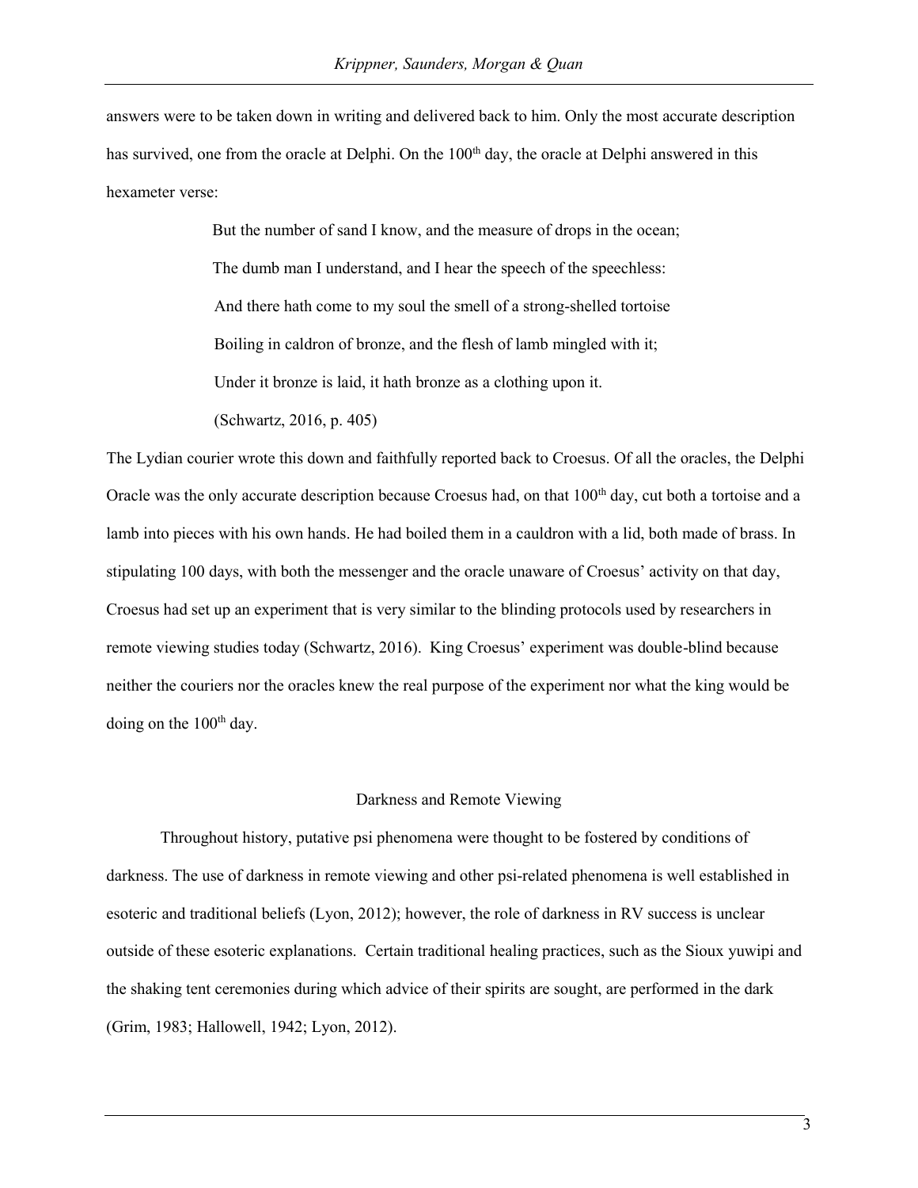answers were to be taken down in writing and delivered back to him. Only the most accurate description has survived, one from the oracle at Delphi. On the 100th day, the oracle at Delphi answered in this hexameter verse:

> But the number of sand I know, and the measure of drops in the ocean;
> The dumb man I understand, and I hear the speech of the speechless:
> And there hath come to my soul the smell of a strong-shelled tortoise
> Boiling in caldron of bronze, and the flesh of lamb mingled with it;
> Under it bronze is laid, it hath bronze as a clothing upon it.
> (Schwartz, 2016, p. 405)

The Lydian courier wrote this down and faithfully reported back to Croesus. Of all the oracles, the Delphi Oracle was the only accurate description because Croesus had, on that 100th day, cut both a tortoise and a lamb into pieces with his own hands. He had boiled them in a cauldron with a lid, both made of brass. In stipulating 100 days, with both the messenger and the oracle unaware of Croesus' activity on that day, Croesus had set up an experiment that is very similar to the blinding protocols used by researchers in remote viewing studies today (Schwartz, 2016). King Croesus' experiment was double-blind because neither the couriers nor the oracles knew the real purpose of the experiment nor what the king would be doing on the 100th day.

## Darkness and Remote Viewing

Throughout history, putative psi phenomena were thought to be fostered by conditions of darkness. The use of darkness in remote viewing and other psi-related phenomena is well established in esoteric and traditional beliefs (Lyon, 2012); however, the role of darkness in RV success is unclear outside of these esoteric explanations. Certain traditional healing practices, such as the Sioux yuwipi and the shaking tent ceremonies during which advice of their spirits are sought, are performed in the dark (Grim, 1983; Hallowell, 1942; Lyon, 2012).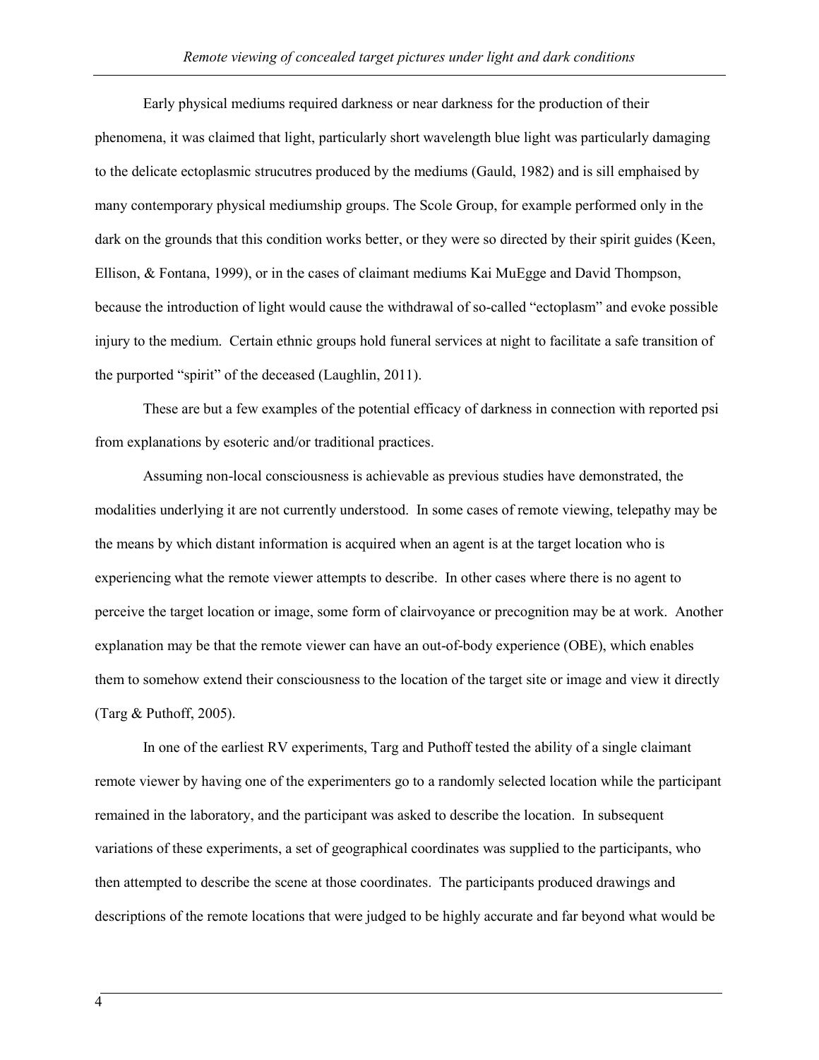Early physical mediums required darkness or near darkness for the production of their phenomena, it was claimed that light, particularly short wavelength blue light was particularly damaging to the delicate ectoplasmic strucutres produced by the mediums (Gauld, 1982) and is sill emphaised by many contemporary physical mediumship groups. The Scole Group, for example performed only in the dark on the grounds that this condition works better, or they were so directed by their spirit guides (Keen, Ellison, & Fontana, 1999), or in the cases of claimant mediums Kai MuEgge and David Thompson, because the introduction of light would cause the withdrawal of so-called "ectoplasm" and evoke possible injury to the medium. Certain ethnic groups hold funeral services at night to facilitate a safe transition of the purported "spirit" of the deceased (Laughlin, 2011).

These are but a few examples of the potential efficacy of darkness in connection with reported psi from explanations by esoteric and/or traditional practices.

Assuming non-local consciousness is achievable as previous studies have demonstrated, the modalities underlying it are not currently understood. In some cases of remote viewing, telepathy may be the means by which distant information is acquired when an agent is at the target location who is experiencing what the remote viewer attempts to describe. In other cases where there is no agent to perceive the target location or image, some form of clairvoyance or precognition may be at work. Another explanation may be that the remote viewer can have an out-of-body experience (OBE), which enables them to somehow extend their consciousness to the location of the target site or image and view it directly (Targ & Puthoff, 2005).

In one of the earliest RV experiments, Targ and Puthoff tested the ability of a single claimant remote viewer by having one of the experimenters go to a randomly selected location while the participant remained in the laboratory, and the participant was asked to describe the location. In subsequent variations of these experiments, a set of geographical coordinates was supplied to the participants, who then attempted to describe the scene at those coordinates. The participants produced drawings and descriptions of the remote locations that were judged to be highly accurate and far beyond what would be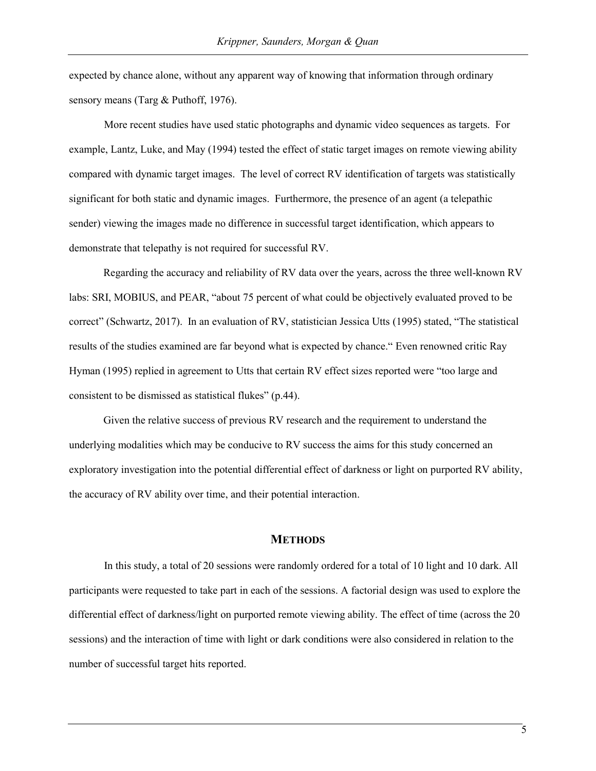expected by chance alone, without any apparent way of knowing that information through ordinary sensory means (Targ & Puthoff, 1976).

More recent studies have used static photographs and dynamic video sequences as targets. For example, Lantz, Luke, and May (1994) tested the effect of static target images on remote viewing ability compared with dynamic target images. The level of correct RV identification of targets was statistically significant for both static and dynamic images. Furthermore, the presence of an agent (a telepathic sender) viewing the images made no difference in successful target identification, which appears to demonstrate that telepathy is not required for successful RV.

Regarding the accuracy and reliability of RV data over the years, across the three well-known RV labs: SRI, MOBIUS, and PEAR, "about 75 percent of what could be objectively evaluated proved to be correct" (Schwartz, 2017). In an evaluation of RV, statistician Jessica Utts (1995) stated, "The statistical results of the studies examined are far beyond what is expected by chance." Even renowned critic Ray Hyman (1995) replied in agreement to Utts that certain RV effect sizes reported were "too large and consistent to be dismissed as statistical flukes" (p.44).

Given the relative success of previous RV research and the requirement to understand the underlying modalities which may be conducive to RV success the aims for this study concerned an exploratory investigation into the potential differential effect of darkness or light on purported RV ability, the accuracy of RV ability over time, and their potential interaction.

## METHODS

In this study, a total of 20 sessions were randomly ordered for a total of 10 light and 10 dark. All participants were requested to take part in each of the sessions. A factorial design was used to explore the differential effect of darkness/light on purported remote viewing ability. The effect of time (across the 20 sessions) and the interaction of time with light or dark conditions were also considered in relation to the number of successful target hits reported.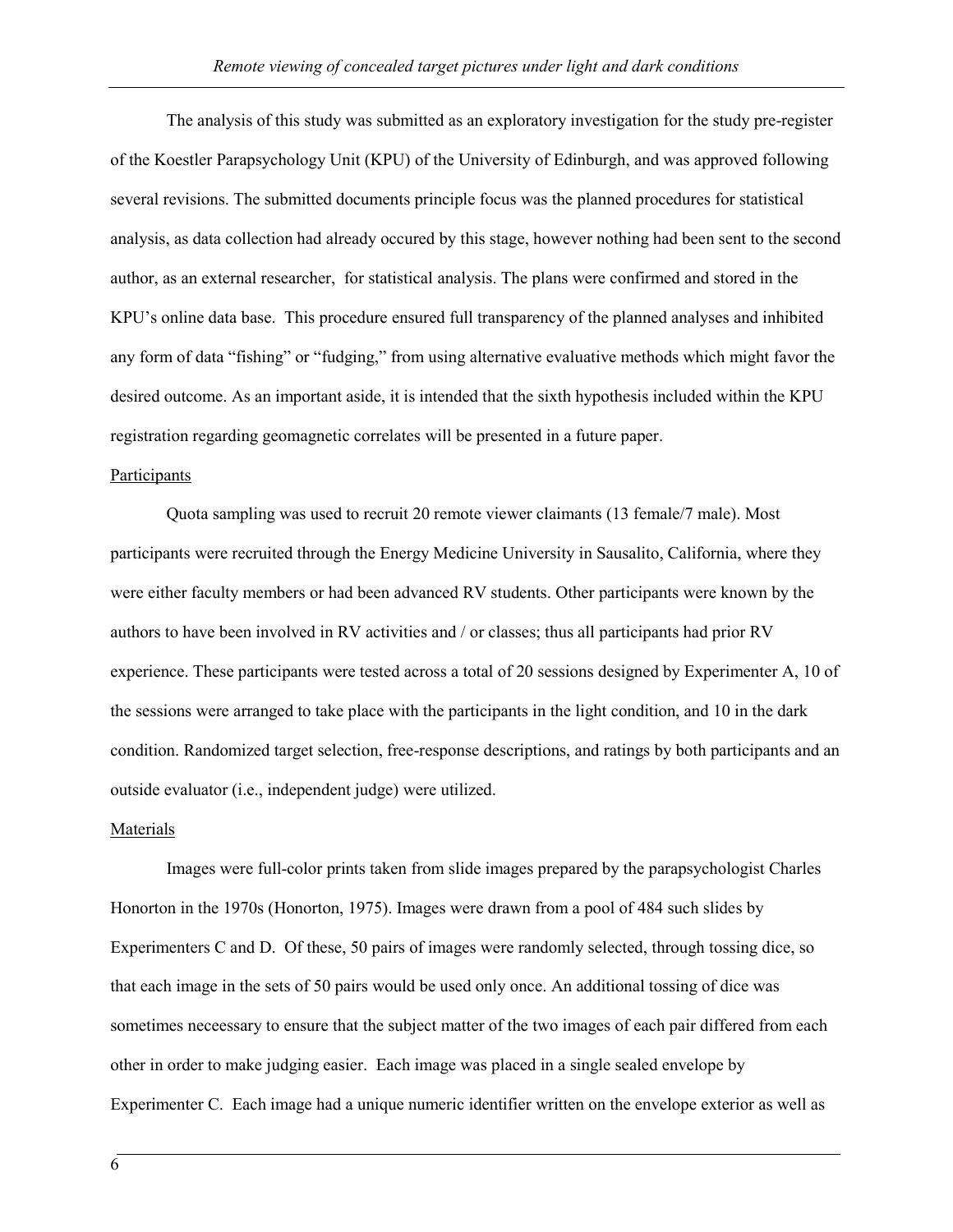The analysis of this study was submitted as an exploratory investigation for the study pre-register of the Koestler Parapsychology Unit (KPU) of the University of Edinburgh, and was approved following several revisions. The submitted documents principle focus was the planned procedures for statistical analysis, as data collection had already occured by this stage, however nothing had been sent to the second author, as an external researcher, for statistical analysis. The plans were confirmed and stored in the KPU's online data base. This procedure ensured full transparency of the planned analyses and inhibited any form of data "fishing" or "fudging," from using alternative evaluative methods which might favor the desired outcome. As an important aside, it is intended that the sixth hypothesis included within the KPU registration regarding geomagnetic correlates will be presented in a future paper.

Participants

Quota sampling was used to recruit 20 remote viewer claimants (13 female/7 male). Most participants were recruited through the Energy Medicine University in Sausalito, California, where they were either faculty members or had been advanced RV students. Other participants were known by the authors to have been involved in RV activities and / or classes; thus all participants had prior RV experience. These participants were tested across a total of 20 sessions designed by Experimenter A, 10 of the sessions were arranged to take place with the participants in the light condition, and 10 in the dark condition. Randomized target selection, free-response descriptions, and ratings by both participants and an outside evaluator (i.e., independent judge) were utilized.

Materials

Images were full-color prints taken from slide images prepared by the parapsychologist Charles Honorton in the 1970s (Honorton, 1975). Images were drawn from a pool of 484 such slides by Experimenters C and D. Of these, 50 pairs of images were randomly selected, through tossing dice, so that each image in the sets of 50 pairs would be used only once. An additional tossing of dice was sometimes neceessary to ensure that the subject matter of the two images of each pair differed from each other in order to make judging easier. Each image was placed in a single sealed envelope by Experimenter C. Each image had a unique numeric identifier written on the envelope exterior as well as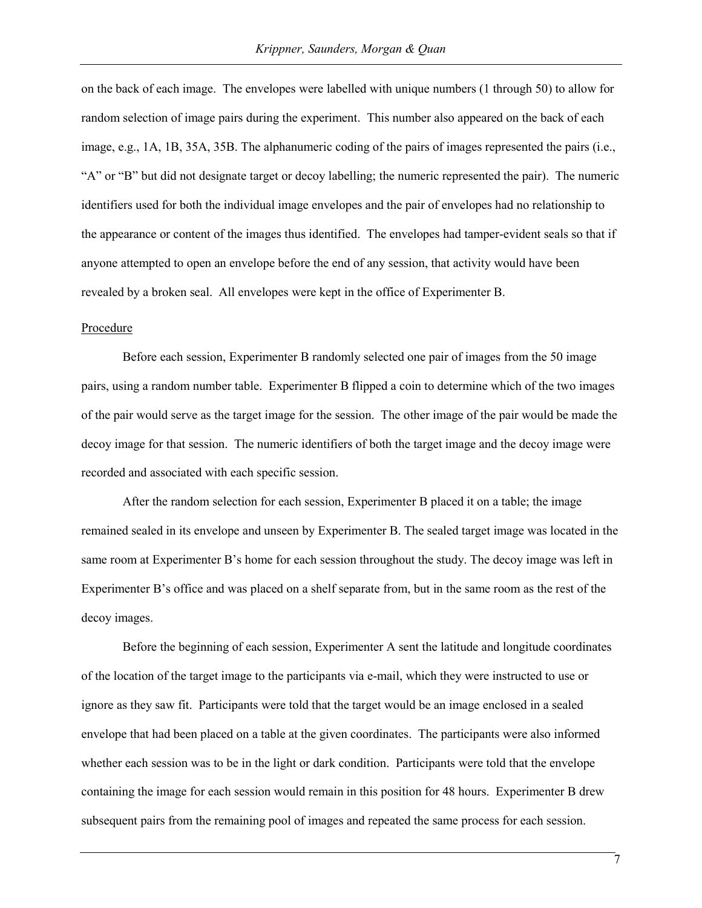on the back of each image. The envelopes were labelled with unique numbers (1 through 50) to allow for random selection of image pairs during the experiment. This number also appeared on the back of each image, e.g., 1A, 1B, 35A, 35B. The alphanumeric coding of the pairs of images represented the pairs (i.e., "A" or "B" but did not designate target or decoy labelling; the numeric represented the pair). The numeric identifiers used for both the individual image envelopes and the pair of envelopes had no relationship to the appearance or content of the images thus identified. The envelopes had tamper-evident seals so that if anyone attempted to open an envelope before the end of any session, that activity would have been revealed by a broken seal. All envelopes were kept in the office of Experimenter B.

Procedure

Before each session, Experimenter B randomly selected one pair of images from the 50 image pairs, using a random number table. Experimenter B flipped a coin to determine which of the two images of the pair would serve as the target image for the session. The other image of the pair would be made the decoy image for that session. The numeric identifiers of both the target image and the decoy image were recorded and associated with each specific session.

After the random selection for each session, Experimenter B placed it on a table; the image remained sealed in its envelope and unseen by Experimenter B. The sealed target image was located in the same room at Experimenter B's home for each session throughout the study. The decoy image was left in Experimenter B's office and was placed on a shelf separate from, but in the same room as the rest of the decoy images.

Before the beginning of each session, Experimenter A sent the latitude and longitude coordinates of the location of the target image to the participants via e-mail, which they were instructed to use or ignore as they saw fit. Participants were told that the target would be an image enclosed in a sealed envelope that had been placed on a table at the given coordinates. The participants were also informed whether each session was to be in the light or dark condition. Participants were told that the envelope containing the image for each session would remain in this position for 48 hours. Experimenter B drew subsequent pairs from the remaining pool of images and repeated the same process for each session.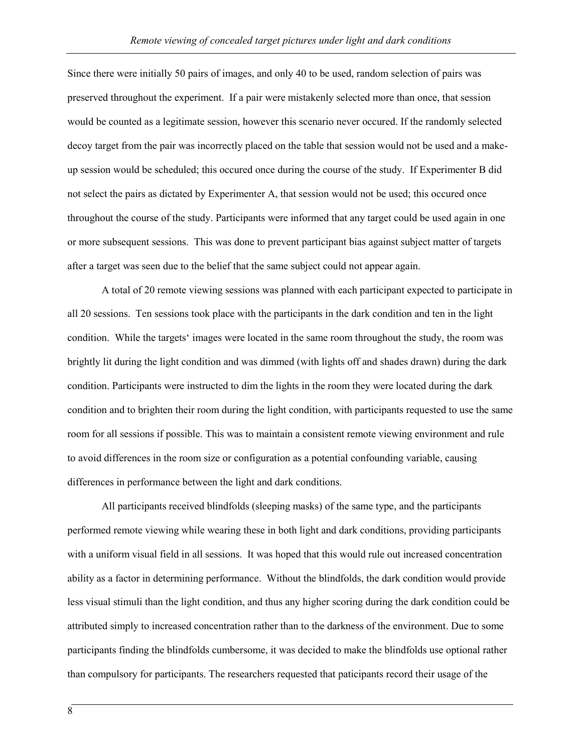Since there were initially 50 pairs of images, and only 40 to be used, random selection of pairs was preserved throughout the experiment. If a pair were mistakenly selected more than once, that session would be counted as a legitimate session, however this scenario never occured. If the randomly selected decoy target from the pair was incorrectly placed on the table that session would not be used and a make-up session would be scheduled; this occured once during the course of the study. If Experimenter B did not select the pairs as dictated by Experimenter A, that session would not be used; this occured once throughout the course of the study. Participants were informed that any target could be used again in one or more subsequent sessions. This was done to prevent participant bias against subject matter of targets after a target was seen due to the belief that the same subject could not appear again.

A total of 20 remote viewing sessions was planned with each participant expected to participate in all 20 sessions. Ten sessions took place with the participants in the dark condition and ten in the light condition. While the targets' images were located in the same room throughout the study, the room was brightly lit during the light condition and was dimmed (with lights off and shades drawn) during the dark condition. Participants were instructed to dim the lights in the room they were located during the dark condition and to brighten their room during the light condition, with participants requested to use the same room for all sessions if possible. This was to maintain a consistent remote viewing environment and rule to avoid differences in the room size or configuration as a potential confounding variable, causing differences in performance between the light and dark conditions.

All participants received blindfolds (sleeping masks) of the same type, and the participants performed remote viewing while wearing these in both light and dark conditions, providing participants with a uniform visual field in all sessions. It was hoped that this would rule out increased concentration ability as a factor in determining performance. Without the blindfolds, the dark condition would provide less visual stimuli than the light condition, and thus any higher scoring during the dark condition could be attributed simply to increased concentration rather than to the darkness of the environment. Due to some participants finding the blindfolds cumbersome, it was decided to make the blindfolds use optional rather than compulsory for participants. The researchers requested that paticipants record their usage of the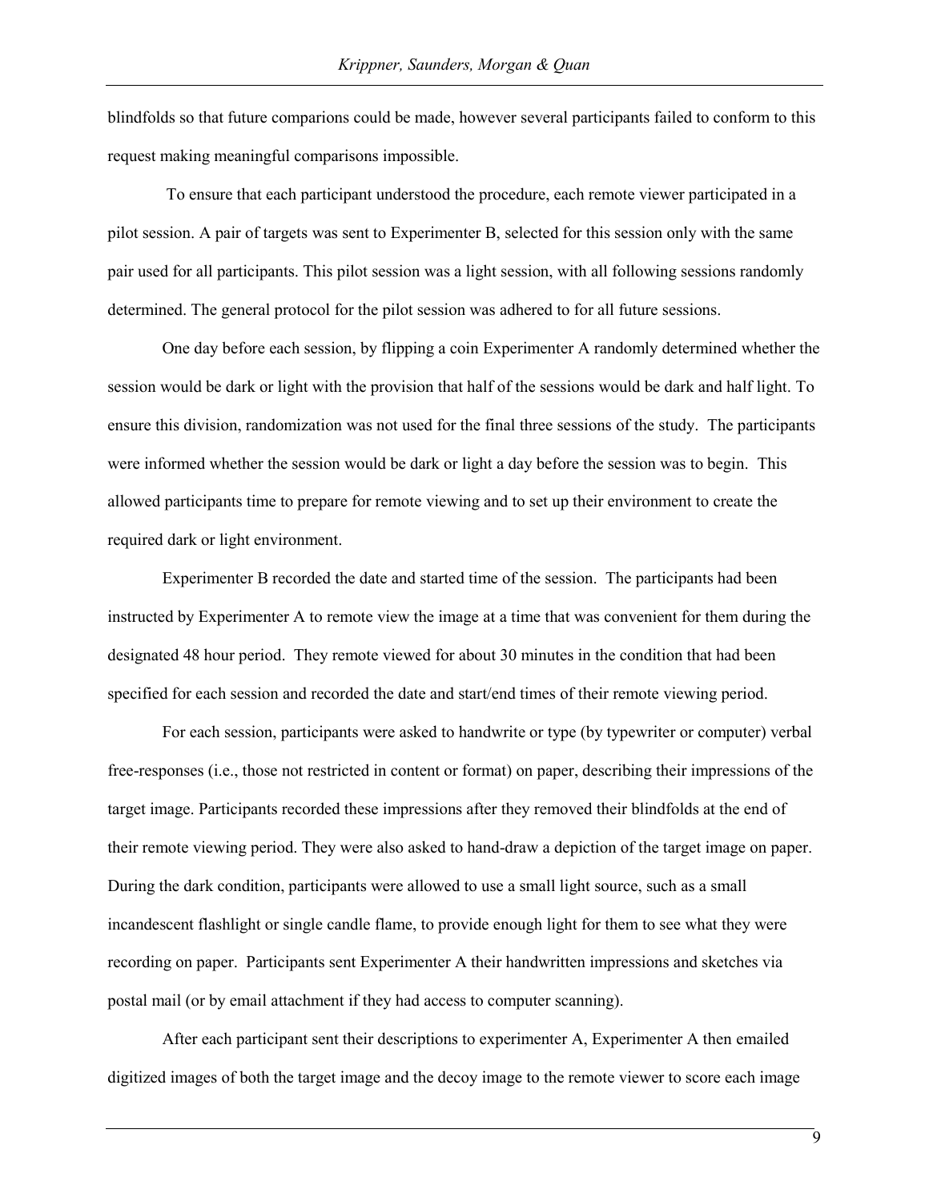blindfolds so that future comparions could be made, however several participants failed to conform to this request making meaningful comparisons impossible.

To ensure that each participant understood the procedure, each remote viewer participated in a pilot session. A pair of targets was sent to Experimenter B, selected for this session only with the same pair used for all participants. This pilot session was a light session, with all following sessions randomly determined. The general protocol for the pilot session was adhered to for all future sessions.

One day before each session, by flipping a coin Experimenter A randomly determined whether the session would be dark or light with the provision that half of the sessions would be dark and half light. To ensure this division, randomization was not used for the final three sessions of the study. The participants were informed whether the session would be dark or light a day before the session was to begin. This allowed participants time to prepare for remote viewing and to set up their environment to create the required dark or light environment.

Experimenter B recorded the date and started time of the session. The participants had been instructed by Experimenter A to remote view the image at a time that was convenient for them during the designated 48 hour period. They remote viewed for about 30 minutes in the condition that had been specified for each session and recorded the date and start/end times of their remote viewing period.

For each session, participants were asked to handwrite or type (by typewriter or computer) verbal free-responses (i.e., those not restricted in content or format) on paper, describing their impressions of the target image. Participants recorded these impressions after they removed their blindfolds at the end of their remote viewing period. They were also asked to hand-draw a depiction of the target image on paper. During the dark condition, participants were allowed to use a small light source, such as a small incandescent flashlight or single candle flame, to provide enough light for them to see what they were recording on paper. Participants sent Experimenter A their handwritten impressions and sketches via postal mail (or by email attachment if they had access to computer scanning).

After each participant sent their descriptions to experimenter A, Experimenter A then emailed digitized images of both the target image and the decoy image to the remote viewer to score each image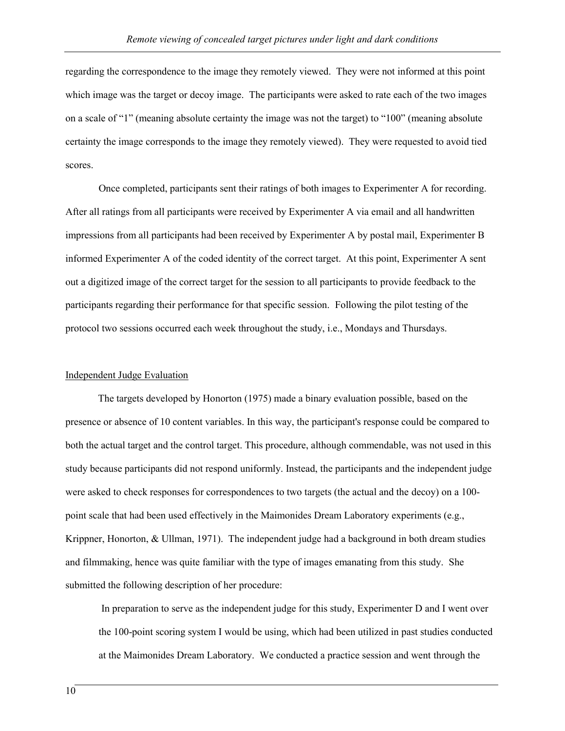regarding the correspondence to the image they remotely viewed. They were not informed at this point which image was the target or decoy image. The participants were asked to rate each of the two images on a scale of "1" (meaning absolute certainty the image was not the target) to "100" (meaning absolute certainty the image corresponds to the image they remotely viewed). They were requested to avoid tied scores.

Once completed, participants sent their ratings of both images to Experimenter A for recording. After all ratings from all participants were received by Experimenter A via email and all handwritten impressions from all participants had been received by Experimenter A by postal mail, Experimenter B informed Experimenter A of the coded identity of the correct target. At this point, Experimenter A sent out a digitized image of the correct target for the session to all participants to provide feedback to the participants regarding their performance for that specific session. Following the pilot testing of the protocol two sessions occurred each week throughout the study, i.e., Mondays and Thursdays.

## Independent Judge Evaluation

The targets developed by Honorton (1975) made a binary evaluation possible, based on the presence or absence of 10 content variables. In this way, the participant's response could be compared to both the actual target and the control target. This procedure, although commendable, was not used in this study because participants did not respond uniformly. Instead, the participants and the independent judge were asked to check responses for correspondences to two targets (the actual and the decoy) on a 100-point scale that had been used effectively in the Maimonides Dream Laboratory experiments (e.g., Krippner, Honorton, & Ullman, 1971). The independent judge had a background in both dream studies and filmmaking, hence was quite familiar with the type of images emanating from this study. She submitted the following description of her procedure:

> In preparation to serve as the independent judge for this study, Experimenter D and I went over the 100-point scoring system I would be using, which had been utilized in past studies conducted at the Maimonides Dream Laboratory. We conducted a practice session and went through the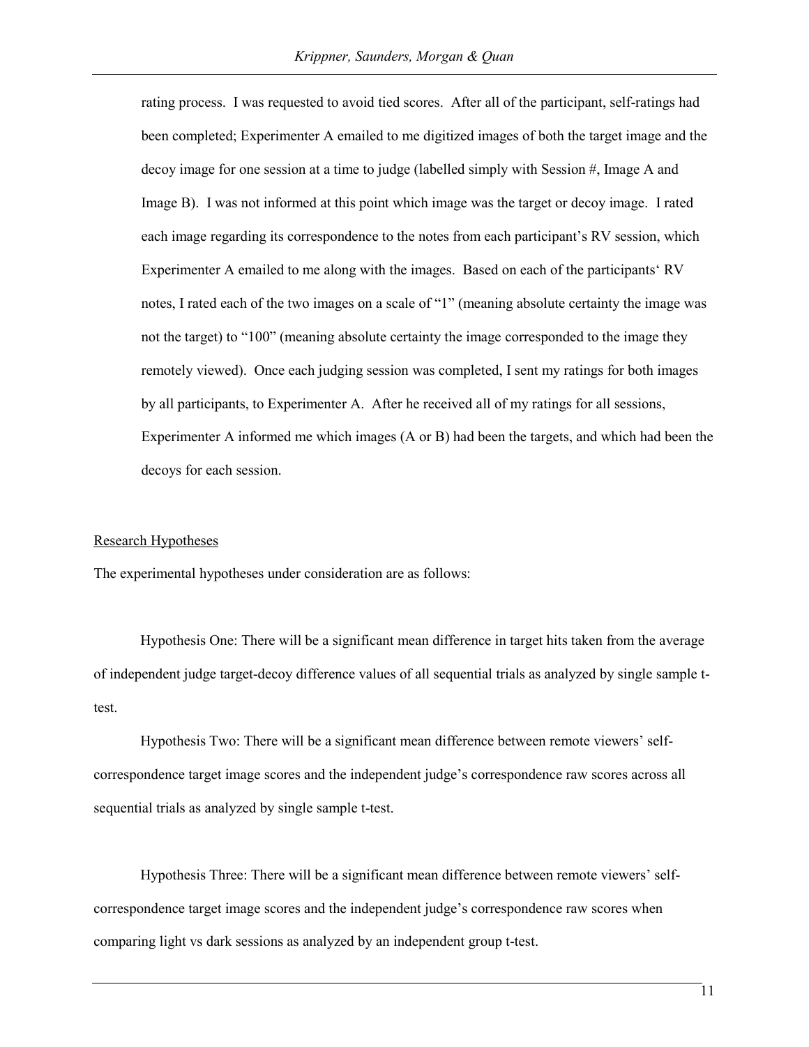rating process. I was requested to avoid tied scores. After all of the participant, self-ratings had been completed; Experimenter A emailed to me digitized images of both the target image and the decoy image for one session at a time to judge (labelled simply with Session #, Image A and Image B). I was not informed at this point which image was the target or decoy image. I rated each image regarding its correspondence to the notes from each participant's RV session, which Experimenter A emailed to me along with the images. Based on each of the participants' RV notes, I rated each of the two images on a scale of "1" (meaning absolute certainty the image was not the target) to "100" (meaning absolute certainty the image corresponded to the image they remotely viewed). Once each judging session was completed, I sent my ratings for both images by all participants, to Experimenter A. After he received all of my ratings for all sessions, Experimenter A informed me which images (A or B) had been the targets, and which had been the decoys for each session.

## Research Hypotheses

The experimental hypotheses under consideration are as follows:

Hypothesis One: There will be a significant mean difference in target hits taken from the average of independent judge target-decoy difference values of all sequential trials as analyzed by single sample t-test.

Hypothesis Two: There will be a significant mean difference between remote viewers' self-correspondence target image scores and the independent judge's correspondence raw scores across all sequential trials as analyzed by single sample t-test.

Hypothesis Three: There will be a significant mean difference between remote viewers' self-correspondence target image scores and the independent judge's correspondence raw scores when comparing light vs dark sessions as analyzed by an independent group t-test.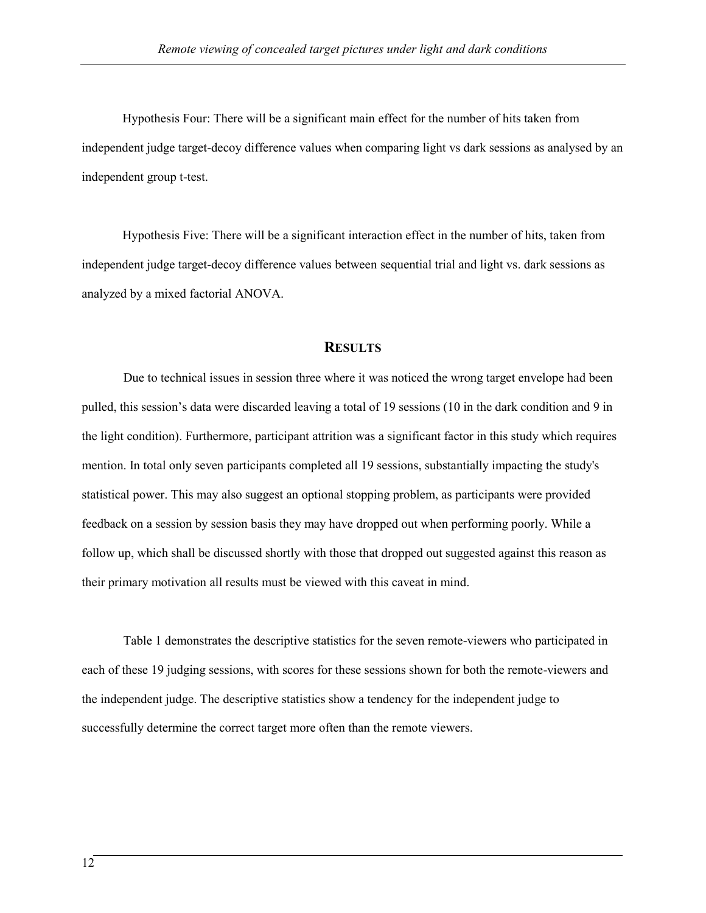Hypothesis Four: There will be a significant main effect for the number of hits taken from independent judge target-decoy difference values when comparing light vs dark sessions as analysed by an independent group t-test.

Hypothesis Five: There will be a significant interaction effect in the number of hits, taken from independent judge target-decoy difference values between sequential trial and light vs. dark sessions as analyzed by a mixed factorial ANOVA.

## RESULTS

Due to technical issues in session three where it was noticed the wrong target envelope had been pulled, this session's data were discarded leaving a total of 19 sessions (10 in the dark condition and 9 in the light condition). Furthermore, participant attrition was a significant factor in this study which requires mention. In total only seven participants completed all 19 sessions, substantially impacting the study's statistical power. This may also suggest an optional stopping problem, as participants were provided feedback on a session by session basis they may have dropped out when performing poorly. While a follow up, which shall be discussed shortly with those that dropped out suggested against this reason as their primary motivation all results must be viewed with this caveat in mind.

Table 1 demonstrates the descriptive statistics for the seven remote-viewers who participated in each of these 19 judging sessions, with scores for these sessions shown for both the remote-viewers and the independent judge. The descriptive statistics show a tendency for the independent judge to successfully determine the correct target more often than the remote viewers.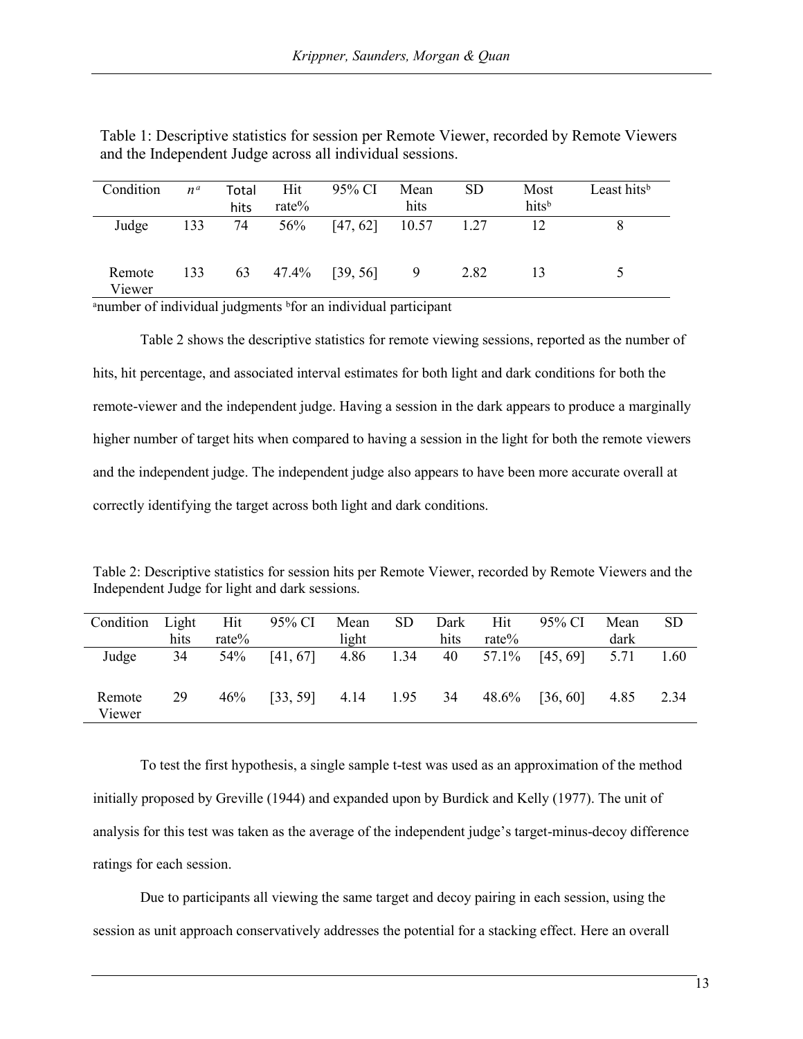Table 1: Descriptive statistics for session per Remote Viewer, recorded by Remote Viewers and the Independent Judge across all individual sessions.

| Condition | $n$[a] | Total hits | Hit rate% | 95% CI | Mean hits | SD | Most hits[b] | Least hits[b] |
|---|---|---|---|---|---|---|---|---|
| Judge | 133 | 74 | 56% | [47, 62] | 10.57 | 1.27 | 12 | 8 |
| Remote Viewer | 133 | 63 | 47.4% | [39, 56] | 9 | 2.82 | 13 | 5 |

[a]number of individual judgments [b]for an individual participant

Table 2 shows the descriptive statistics for remote viewing sessions, reported as the number of hits, hit percentage, and associated interval estimates for both light and dark conditions for both the remote-viewer and the independent judge. Having a session in the dark appears to produce a marginally higher number of target hits when compared to having a session in the light for both the remote viewers and the independent judge. The independent judge also appears to have been more accurate overall at correctly identifying the target across both light and dark conditions.

Table 2: Descriptive statistics for session hits per Remote Viewer, recorded by Remote Viewers and the Independent Judge for light and dark sessions.

| Condition | Light hits | Hit rate% | 95% CI | Mean light | SD | Dark hits | Hit rate% | 95% CI | Mean dark | SD |
|---|---|---|---|---|---|---|---|---|---|---|
| Judge | 34 | 54% | [41, 67] | 4.86 | 1.34 | 40 | 57.1% | [45, 69] | 5.71 | 1.60 |
| Remote Viewer | 29 | 46% | [33, 59] | 4.14 | 1.95 | 34 | 48.6% | [36, 60] | 4.85 | 2.34 |

To test the first hypothesis, a single sample t-test was used as an approximation of the method initially proposed by Greville (1944) and expanded upon by Burdick and Kelly (1977). The unit of analysis for this test was taken as the average of the independent judge's target-minus-decoy difference ratings for each session.

Due to participants all viewing the same target and decoy pairing in each session, using the session as unit approach conservatively addresses the potential for a stacking effect. Here an overall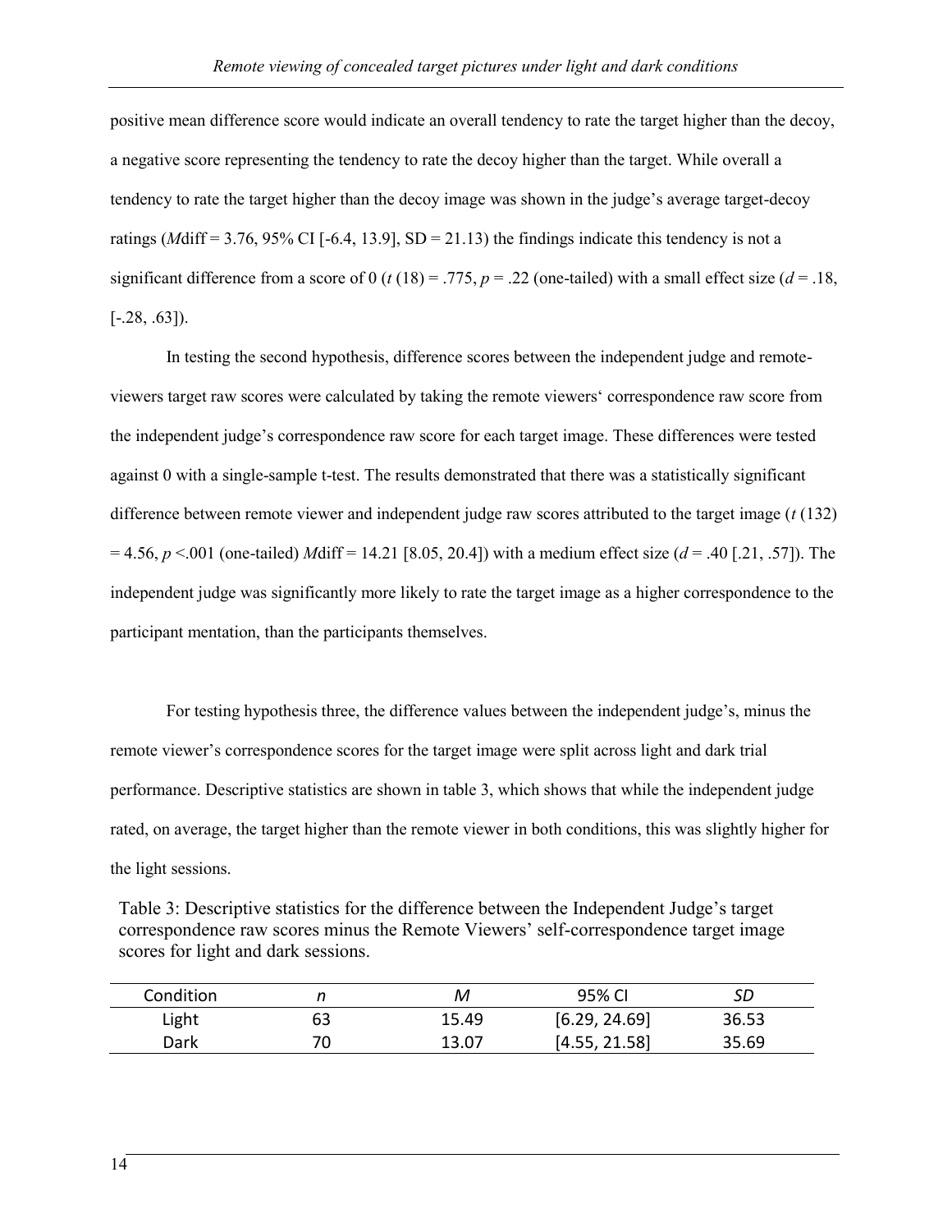positive mean difference score would indicate an overall tendency to rate the target higher than the decoy, a negative score representing the tendency to rate the decoy higher than the target. While overall a tendency to rate the target higher than the decoy image was shown in the judge's average target-decoy ratings (*M*diff = 3.76, 95% CI [-6.4, 13.9], SD = 21.13) the findings indicate this tendency is not a significant difference from a score of 0 ($t$ (18) = .775, $p$ = .22 (one-tailed) with a small effect size ($d$ = .18, [-.28, .63]).

In testing the second hypothesis, difference scores between the independent judge and remote-viewers target raw scores were calculated by taking the remote viewers' correspondence raw score from the independent judge's correspondence raw score for each target image. These differences were tested against 0 with a single-sample t-test. The results demonstrated that there was a statistically significant difference between remote viewer and independent judge raw scores attributed to the target image ($t$ (132) = 4.56, $p$ <.001 (one-tailed) *M*diff = 14.21 [8.05, 20.4]) with a medium effect size ($d$ = .40 [.21, .57]). The independent judge was significantly more likely to rate the target image as a higher correspondence to the participant mentation, than the participants themselves.

For testing hypothesis three, the difference values between the independent judge's, minus the remote viewer's correspondence scores for the target image were split across light and dark trial performance. Descriptive statistics are shown in table 3, which shows that while the independent judge rated, on average, the target higher than the remote viewer in both conditions, this was slightly higher for the light sessions.

Table 3: Descriptive statistics for the difference between the Independent Judge's target correspondence raw scores minus the Remote Viewers' self-correspondence target image scores for light and dark sessions.

| Condition | *n* | *M* | 95% CI | *SD* |
|---|---|---|---|---|
| Light | 63 | 15.49 | [6.29, 24.69] | 36.53 |
| Dark | 70 | 13.07 | [4.55, 21.58] | 35.69 |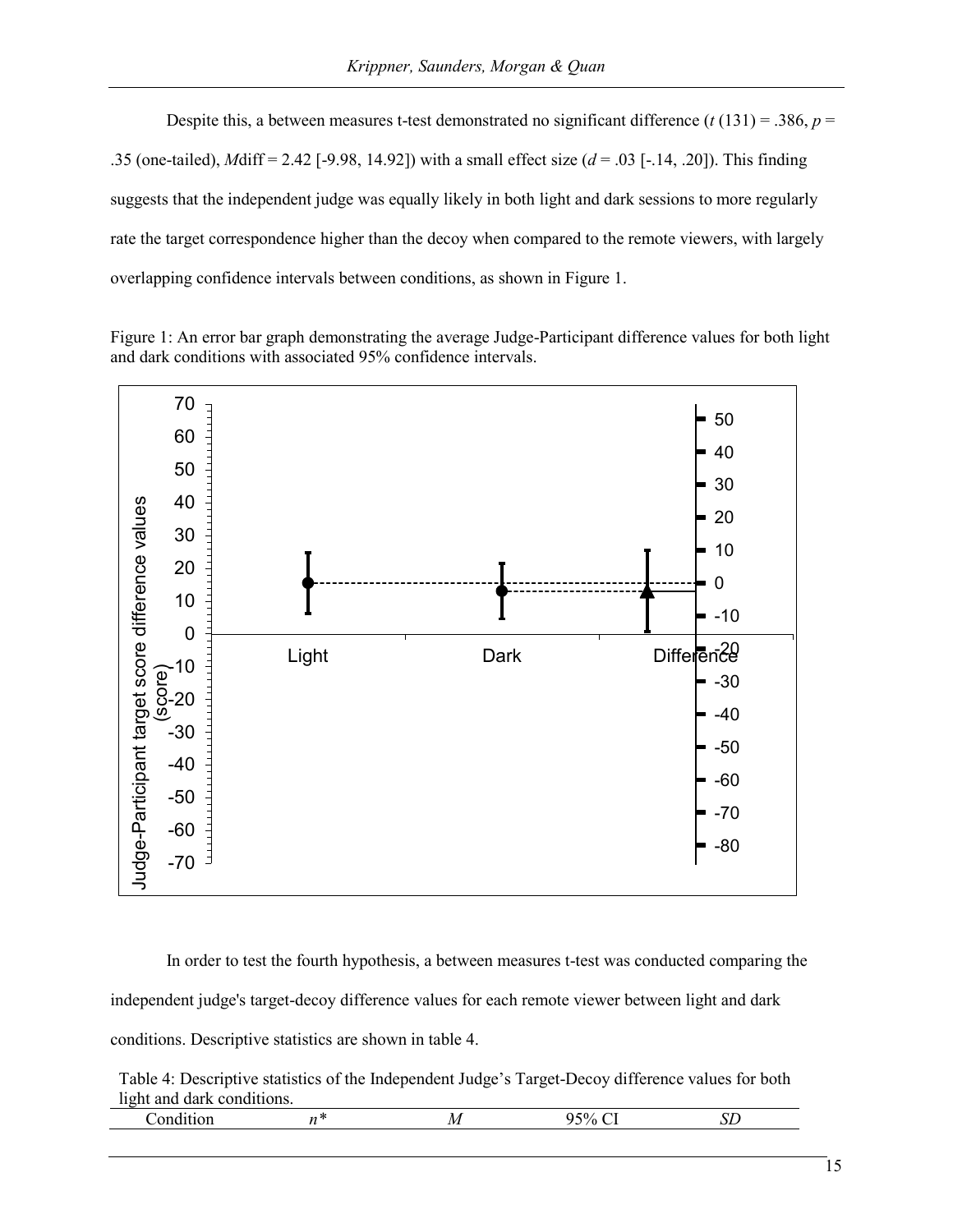Despite this, a between measures t-test demonstrated no significant difference ($t$ (131) = .386, $p$ = .35 (one-tailed), $M$diff = 2.42 [-9.98, 14.92]) with a small effect size ($d$ = .03 [-.14, .20]). This finding suggests that the independent judge was equally likely in both light and dark sessions to more regularly rate the target correspondence higher than the decoy when compared to the remote viewers, with largely overlapping confidence intervals between conditions, as shown in Figure 1.

Figure 1: An error bar graph demonstrating the average Judge-Participant difference values for both light and dark conditions with associated 95% confidence intervals.

In order to test the fourth hypothesis, a between measures t-test was conducted comparing the independent judge's target-decoy difference values for each remote viewer between light and dark conditions. Descriptive statistics are shown in table 4.

Table 4: Descriptive statistics of the Independent Judge's Target-Decoy difference values for both light and dark conditions.

| Condition | $n$* | $M$ | 95% CI | $SD$ |
|---|---|---|---|---|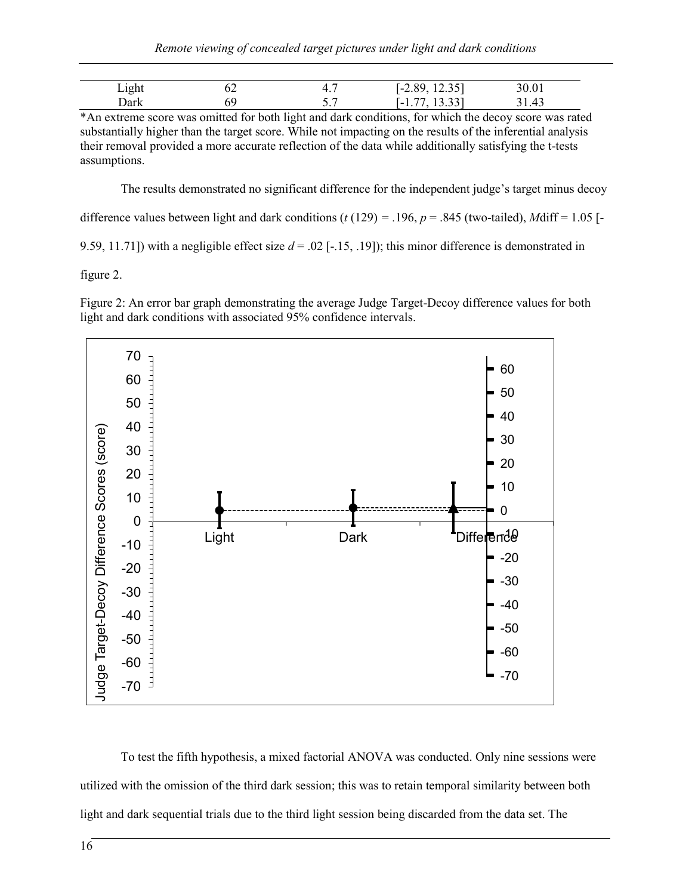| Light | 62 | 4.7 | [-2.89, 12.35] | 30.01 |
| --- | --- | --- | --- | --- |
| Dark | 69 | 5.7 | [-1.77, 13.33] | 31.43 |

*An extreme score was omitted for both light and dark conditions, for which the decoy score was rated substantially higher than the target score. While not impacting on the results of the inferential analysis their removal provided a more accurate reflection of the data while additionally satisfying the t-tests assumptions.

The results demonstrated no significant difference for the independent judge's target minus decoy difference values between light and dark conditions ($t$ (129) = .196, $p$ = .845 (two-tailed), $M$diff = 1.05 [-9.59, 11.71]) with a negligible effect size $d$ = .02 [-.15, .19]); this minor difference is demonstrated in figure 2.

Figure 2: An error bar graph demonstrating the average Judge Target-Decoy difference values for both light and dark conditions with associated 95% confidence intervals.

To test the fifth hypothesis, a mixed factorial ANOVA was conducted. Only nine sessions were utilized with the omission of the third dark session; this was to retain temporal similarity between both light and dark sequential trials due to the third light session being discarded from the data set. The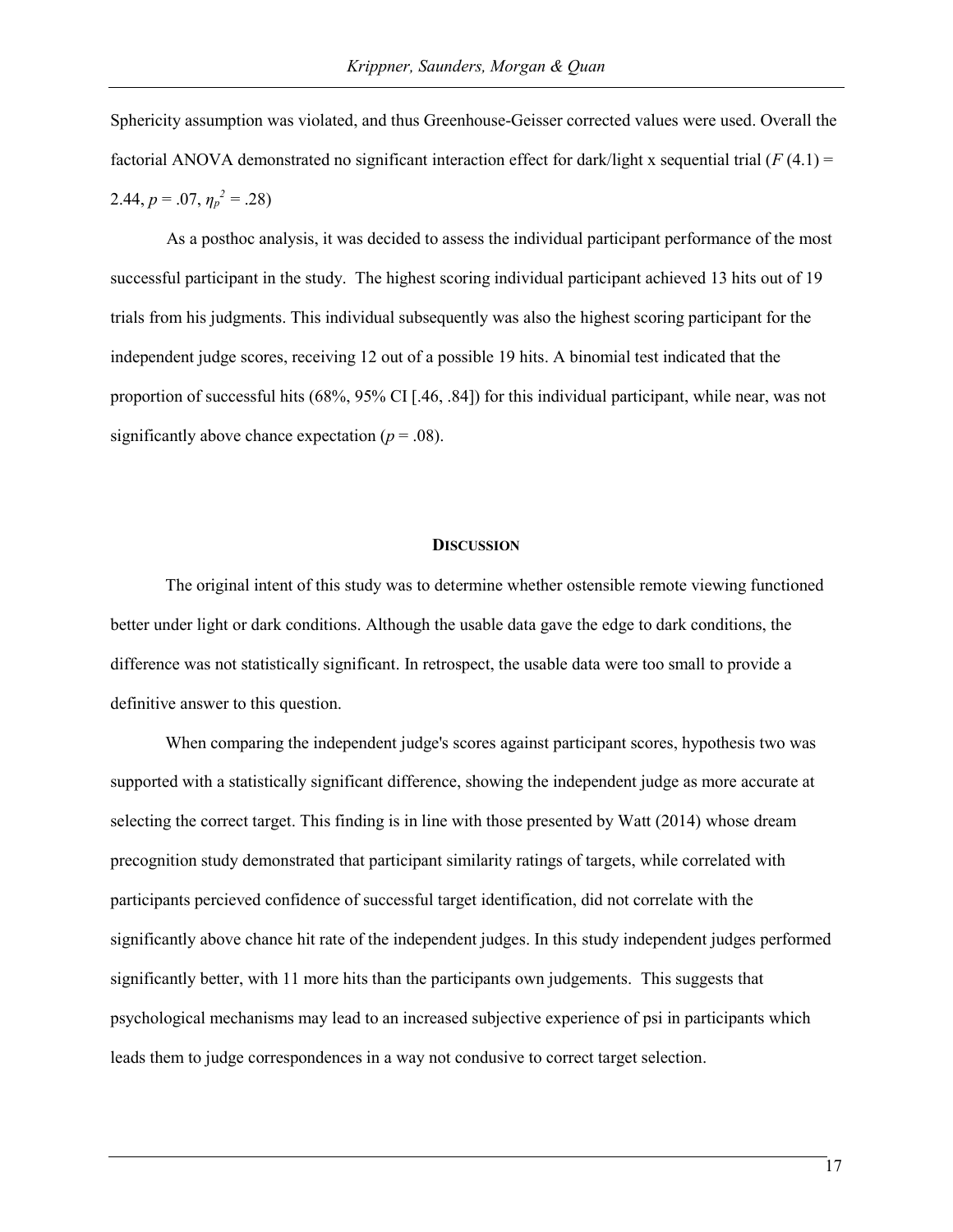Sphericity assumption was violated, and thus Greenhouse-Geisser corrected values were used. Overall the factorial ANOVA demonstrated no significant interaction effect for dark/light x sequential trial ($F$ (4.1) = 2.44, $p$ = .07, $\eta_p^2$ = .28)

As a posthoc analysis, it was decided to assess the individual participant performance of the most successful participant in the study. The highest scoring individual participant achieved 13 hits out of 19 trials from his judgments. This individual subsequently was also the highest scoring participant for the independent judge scores, receiving 12 out of a possible 19 hits. A binomial test indicated that the proportion of successful hits (68%, 95% CI [.46, .84]) for this individual participant, while near, was not significantly above chance expectation ($p$ = .08).

## Discussion

The original intent of this study was to determine whether ostensible remote viewing functioned better under light or dark conditions. Although the usable data gave the edge to dark conditions, the difference was not statistically significant. In retrospect, the usable data were too small to provide a definitive answer to this question.

When comparing the independent judge's scores against participant scores, hypothesis two was supported with a statistically significant difference, showing the independent judge as more accurate at selecting the correct target. This finding is in line with those presented by Watt (2014) whose dream precognition study demonstrated that participant similarity ratings of targets, while correlated with participants percieved confidence of successful target identification, did not correlate with the significantly above chance hit rate of the independent judges. In this study independent judges performed significantly better, with 11 more hits than the participants own judgements. This suggests that psychological mechanisms may lead to an increased subjective experience of psi in participants which leads them to judge correspondences in a way not condusive to correct target selection.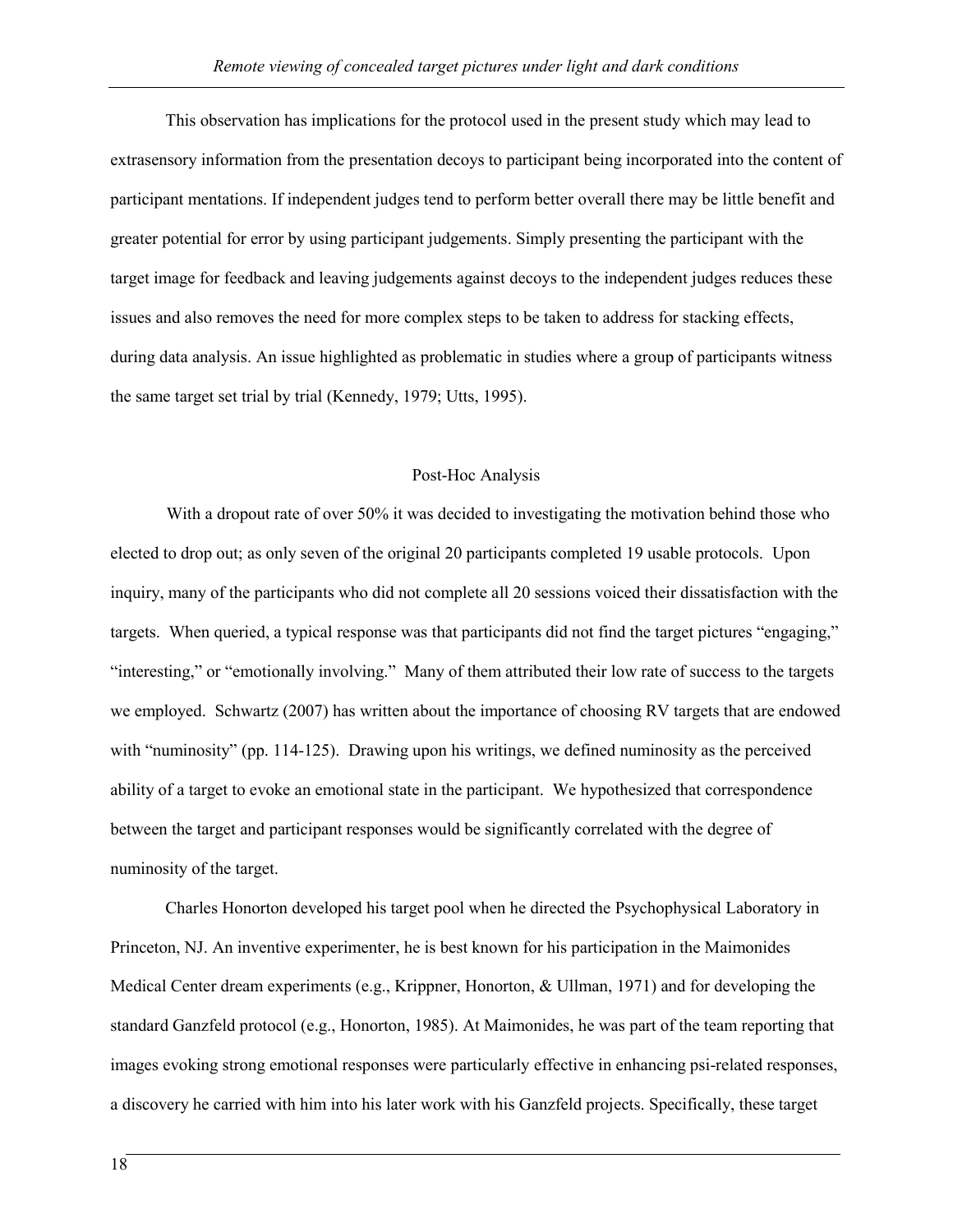This observation has implications for the protocol used in the present study which may lead to extrasensory information from the presentation decoys to participant being incorporated into the content of participant mentations. If independent judges tend to perform better overall there may be little benefit and greater potential for error by using participant judgements. Simply presenting the participant with the target image for feedback and leaving judgements against decoys to the independent judges reduces these issues and also removes the need for more complex steps to be taken to address for stacking effects, during data analysis. An issue highlighted as problematic in studies where a group of participants witness the same target set trial by trial (Kennedy, 1979; Utts, 1995).

## Post-Hoc Analysis

With a dropout rate of over 50% it was decided to investigating the motivation behind those who elected to drop out; as only seven of the original 20 participants completed 19 usable protocols. Upon inquiry, many of the participants who did not complete all 20 sessions voiced their dissatisfaction with the targets. When queried, a typical response was that participants did not find the target pictures "engaging," "interesting," or "emotionally involving." Many of them attributed their low rate of success to the targets we employed. Schwartz (2007) has written about the importance of choosing RV targets that are endowed with "numinosity" (pp. 114-125). Drawing upon his writings, we defined numinosity as the perceived ability of a target to evoke an emotional state in the participant. We hypothesized that correspondence between the target and participant responses would be significantly correlated with the degree of numinosity of the target.

Charles Honorton developed his target pool when he directed the Psychophysical Laboratory in Princeton, NJ. An inventive experimenter, he is best known for his participation in the Maimonides Medical Center dream experiments (e.g., Krippner, Honorton, & Ullman, 1971) and for developing the standard Ganzfeld protocol (e.g., Honorton, 1985). At Maimonides, he was part of the team reporting that images evoking strong emotional responses were particularly effective in enhancing psi-related responses, a discovery he carried with him into his later work with his Ganzfeld projects. Specifically, these target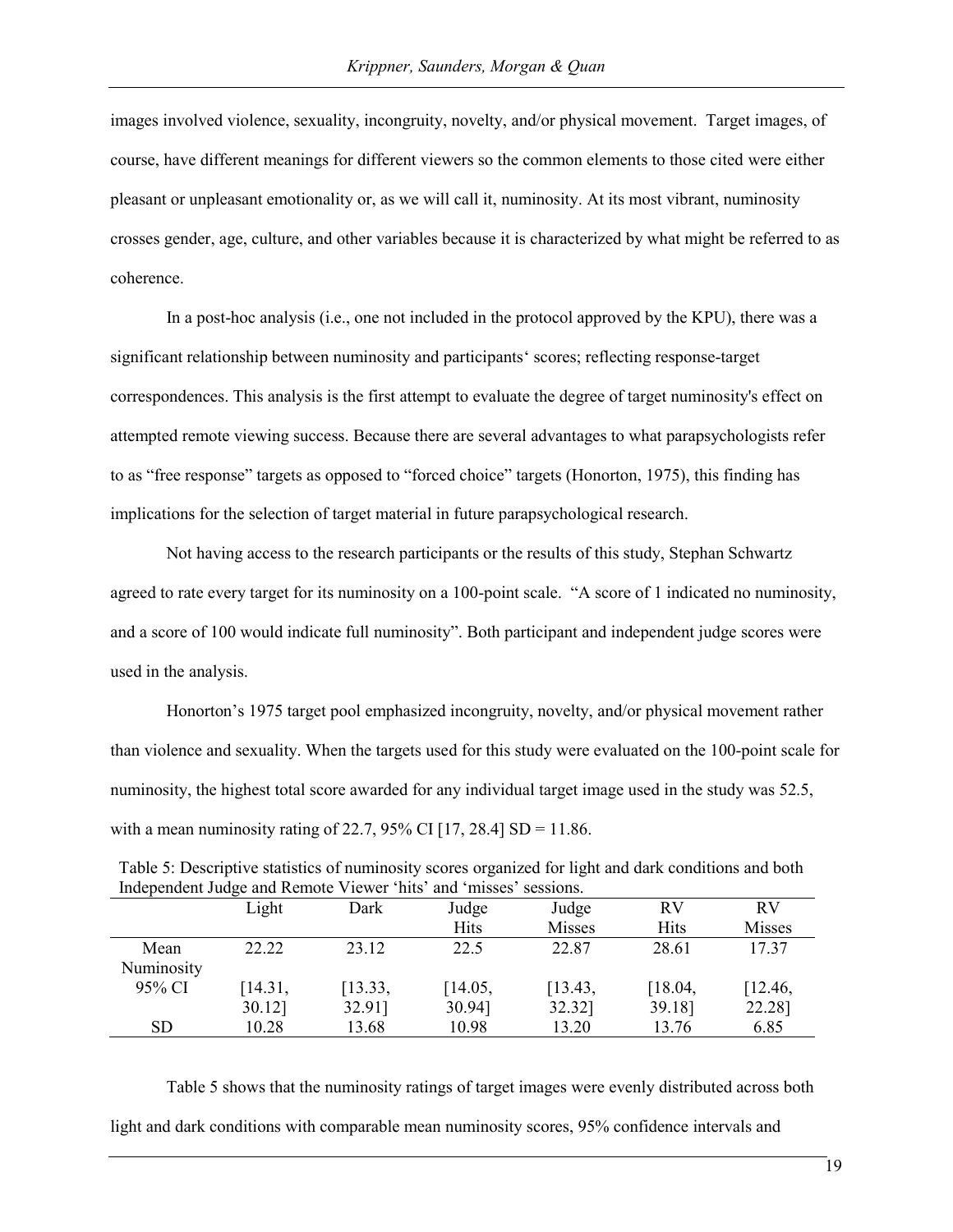images involved violence, sexuality, incongruity, novelty, and/or physical movement. Target images, of course, have different meanings for different viewers so the common elements to those cited were either pleasant or unpleasant emotionality or, as we will call it, numinosity. At its most vibrant, numinosity crosses gender, age, culture, and other variables because it is characterized by what might be referred to as coherence.

In a post-hoc analysis (i.e., one not included in the protocol approved by the KPU), there was a significant relationship between numinosity and participants' scores; reflecting response-target correspondences. This analysis is the first attempt to evaluate the degree of target numinosity's effect on attempted remote viewing success. Because there are several advantages to what parapsychologists refer to as "free response" targets as opposed to "forced choice" targets (Honorton, 1975), this finding has implications for the selection of target material in future parapsychological research.

Not having access to the research participants or the results of this study, Stephan Schwartz agreed to rate every target for its numinosity on a 100-point scale. "A score of 1 indicated no numinosity, and a score of 100 would indicate full numinosity". Both participant and independent judge scores were used in the analysis.

Honorton's 1975 target pool emphasized incongruity, novelty, and/or physical movement rather than violence and sexuality. When the targets used for this study were evaluated on the 100-point scale for numinosity, the highest total score awarded for any individual target image used in the study was 52.5, with a mean numinosity rating of 22.7, 95% CI [17, 28.4] SD = 11.86.

Table 5: Descriptive statistics of numinosity scores organized for light and dark conditions and both Independent Judge and Remote Viewer 'hits' and 'misses' sessions.

| | Light | Dark | Judge Hits | Judge Misses | RV Hits | RV Misses |
|---|---|---|---|---|---|---|
| Mean Numinosity | 22.22 | 23.12 | 22.5 | 22.87 | 28.61 | 17.37 |
| 95% CI | [14.31, 30.12] | [13.33, 32.91] | [14.05, 30.94] | [13.43, 32.32] | [18.04, 39.18] | [12.46, 22.28] |
| SD | 10.28 | 13.68 | 10.98 | 13.20 | 13.76 | 6.85 |

Table 5 shows that the numinosity ratings of target images were evenly distributed across both light and dark conditions with comparable mean numinosity scores, 95% confidence intervals and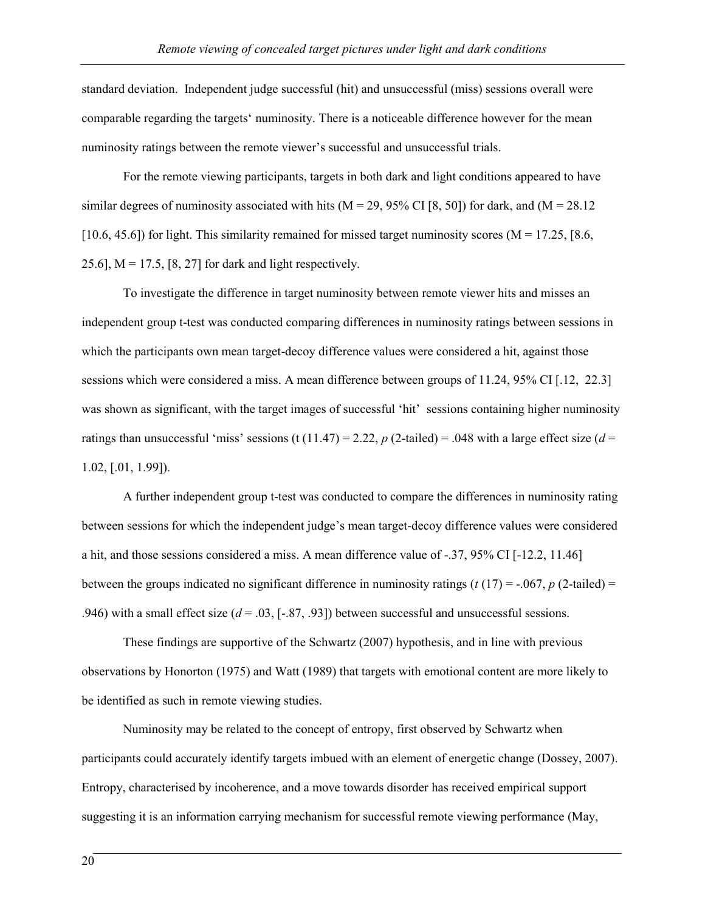standard deviation. Independent judge successful (hit) and unsuccessful (miss) sessions overall were comparable regarding the targets' numinosity. There is a noticeable difference however for the mean numinosity ratings between the remote viewer's successful and unsuccessful trials.

For the remote viewing participants, targets in both dark and light conditions appeared to have similar degrees of numinosity associated with hits (M = 29, 95% CI [8, 50]) for dark, and (M = 28.12 [10.6, 45.6]) for light. This similarity remained for missed target numinosity scores (M = 17.25, [8.6, 25.6], M = 17.5, [8, 27] for dark and light respectively.

To investigate the difference in target numinosity between remote viewer hits and misses an independent group t-test was conducted comparing differences in numinosity ratings between sessions in which the participants own mean target-decoy difference values were considered a hit, against those sessions which were considered a miss. A mean difference between groups of 11.24, 95% CI [.12, 22.3] was shown as significant, with the target images of successful 'hit' sessions containing higher numinosity ratings than unsuccessful 'miss' sessions ($t$ (11.47) = 2.22, $p$ (2-tailed) = .048 with a large effect size ($d$ = 1.02, [.01, 1.99]).

A further independent group t-test was conducted to compare the differences in numinosity rating between sessions for which the independent judge's mean target-decoy difference values were considered a hit, and those sessions considered a miss. A mean difference value of -.37, 95% CI [-12.2, 11.46] between the groups indicated no significant difference in numinosity ratings ($t$ (17) = -.067, $p$ (2-tailed) = .946) with a small effect size ($d$ = .03, [-.87, .93]) between successful and unsuccessful sessions.

These findings are supportive of the Schwartz (2007) hypothesis, and in line with previous observations by Honorton (1975) and Watt (1989) that targets with emotional content are more likely to be identified as such in remote viewing studies.

Numinosity may be related to the concept of entropy, first observed by Schwartz when participants could accurately identify targets imbued with an element of energetic change (Dossey, 2007). Entropy, characterised by incoherence, and a move towards disorder has received empirical support suggesting it is an information carrying mechanism for successful remote viewing performance (May,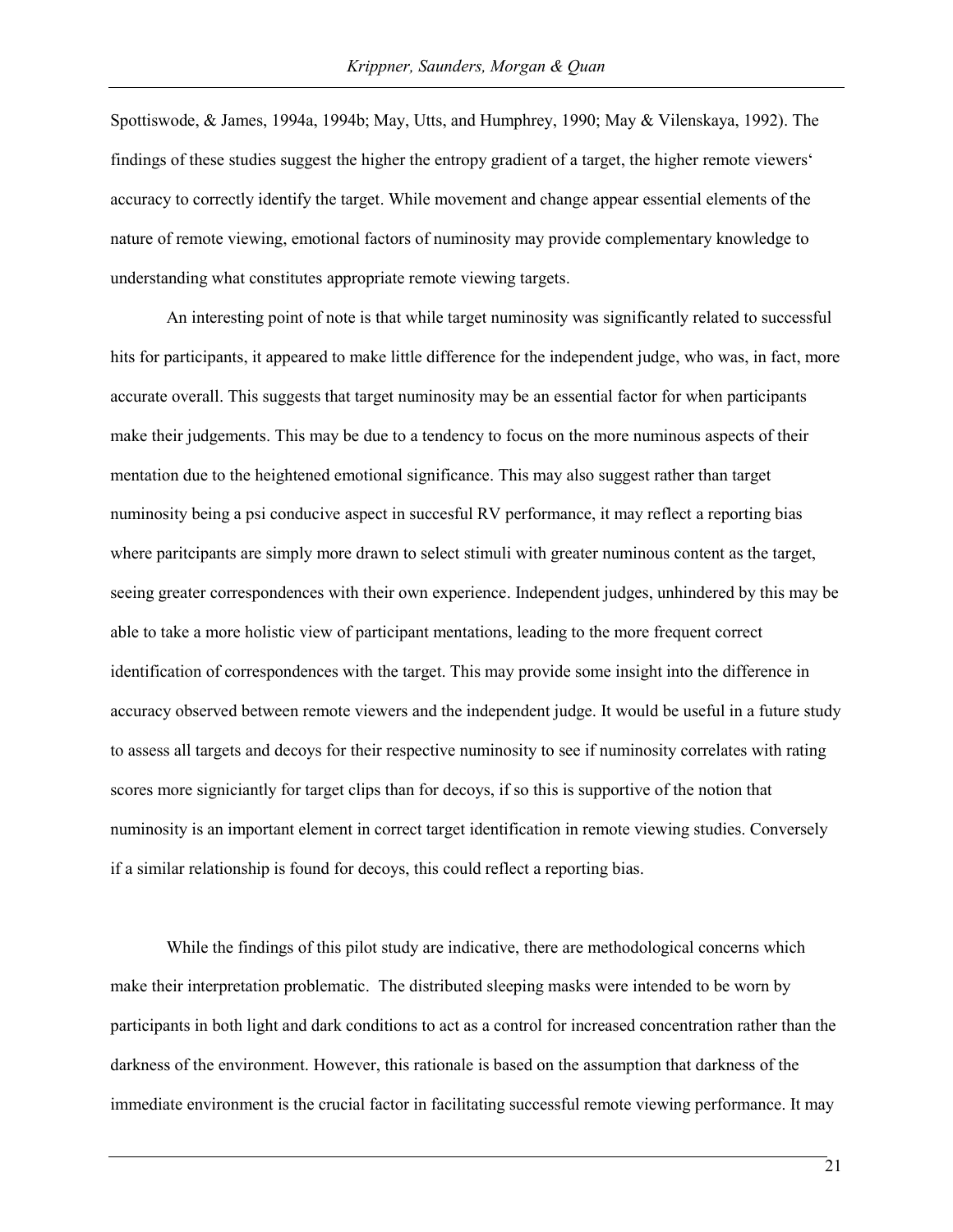Spottiswode, & James, 1994a, 1994b; May, Utts, and Humphrey, 1990; May & Vilenskaya, 1992). The findings of these studies suggest the higher the entropy gradient of a target, the higher remote viewers' accuracy to correctly identify the target. While movement and change appear essential elements of the nature of remote viewing, emotional factors of numinosity may provide complementary knowledge to understanding what constitutes appropriate remote viewing targets.

An interesting point of note is that while target numinosity was significantly related to successful hits for participants, it appeared to make little difference for the independent judge, who was, in fact, more accurate overall. This suggests that target numinosity may be an essential factor for when participants make their judgements. This may be due to a tendency to focus on the more numinous aspects of their mentation due to the heightened emotional significance. This may also suggest rather than target numinosity being a psi conducive aspect in succesful RV performance, it may reflect a reporting bias where paritcipants are simply more drawn to select stimuli with greater numinous content as the target, seeing greater correspondences with their own experience. Independent judges, unhindered by this may be able to take a more holistic view of participant mentations, leading to the more frequent correct identification of correspondences with the target. This may provide some insight into the difference in accuracy observed between remote viewers and the independent judge. It would be useful in a future study to assess all targets and decoys for their respective numinosity to see if numinosity correlates with rating scores more signiciantly for target clips than for decoys, if so this is supportive of the notion that numinosity is an important element in correct target identification in remote viewing studies. Conversely if a similar relationship is found for decoys, this could reflect a reporting bias.

While the findings of this pilot study are indicative, there are methodological concerns which make their interpretation problematic. The distributed sleeping masks were intended to be worn by participants in both light and dark conditions to act as a control for increased concentration rather than the darkness of the environment. However, this rationale is based on the assumption that darkness of the immediate environment is the crucial factor in facilitating successful remote viewing performance. It may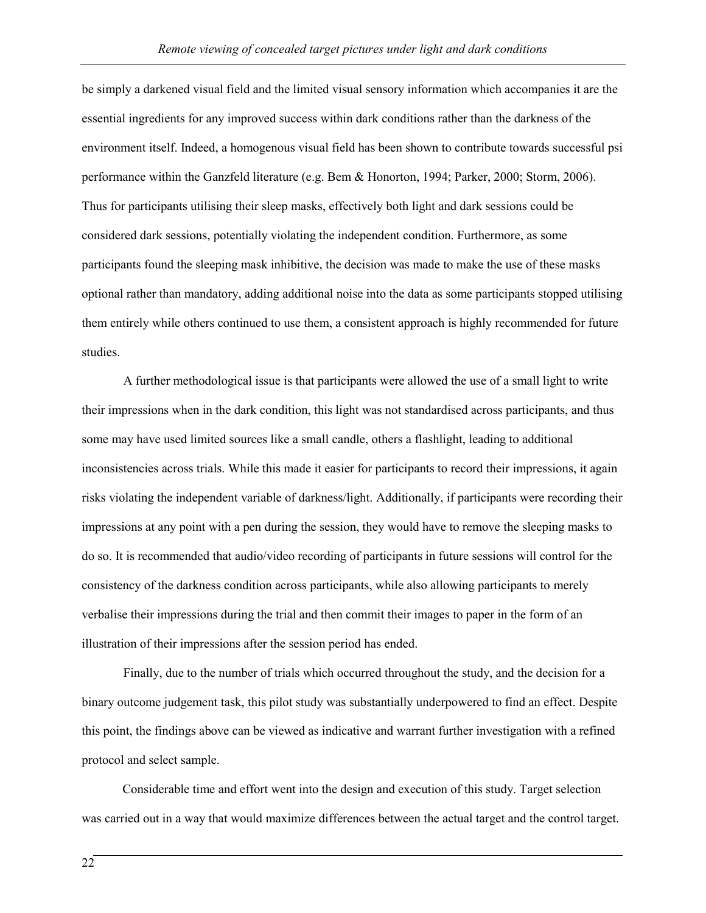be simply a darkened visual field and the limited visual sensory information which accompanies it are the essential ingredients for any improved success within dark conditions rather than the darkness of the environment itself. Indeed, a homogenous visual field has been shown to contribute towards successful psi performance within the Ganzfeld literature (e.g. Bem & Honorton, 1994; Parker, 2000; Storm, 2006). Thus for participants utilising their sleep masks, effectively both light and dark sessions could be considered dark sessions, potentially violating the independent condition. Furthermore, as some participants found the sleeping mask inhibitive, the decision was made to make the use of these masks optional rather than mandatory, adding additional noise into the data as some participants stopped utilising them entirely while others continued to use them, a consistent approach is highly recommended for future studies.

A further methodological issue is that participants were allowed the use of a small light to write their impressions when in the dark condition, this light was not standardised across participants, and thus some may have used limited sources like a small candle, others a flashlight, leading to additional inconsistencies across trials. While this made it easier for participants to record their impressions, it again risks violating the independent variable of darkness/light. Additionally, if participants were recording their impressions at any point with a pen during the session, they would have to remove the sleeping masks to do so. It is recommended that audio/video recording of participants in future sessions will control for the consistency of the darkness condition across participants, while also allowing participants to merely verbalise their impressions during the trial and then commit their images to paper in the form of an illustration of their impressions after the session period has ended.

Finally, due to the number of trials which occurred throughout the study, and the decision for a binary outcome judgement task, this pilot study was substantially underpowered to find an effect. Despite this point, the findings above can be viewed as indicative and warrant further investigation with a refined protocol and select sample.

Considerable time and effort went into the design and execution of this study. Target selection was carried out in a way that would maximize differences between the actual target and the control target.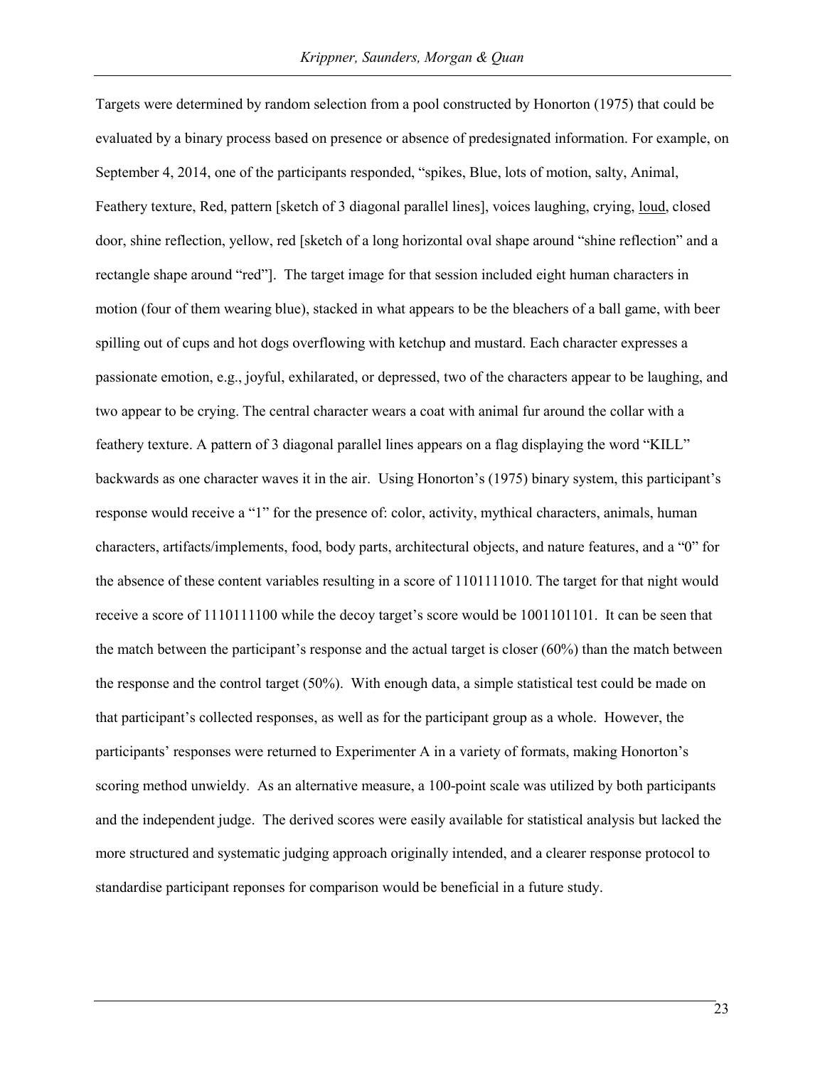Targets were determined by random selection from a pool constructed by Honorton (1975) that could be evaluated by a binary process based on presence or absence of predesignated information. For example, on September 4, 2014, one of the participants responded, "spikes, Blue, lots of motion, salty, Animal, Feathery texture, Red, pattern [sketch of 3 diagonal parallel lines], voices laughing, crying, <u>loud</u>, closed door, shine reflection, yellow, red [sketch of a long horizontal oval shape around "shine reflection" and a rectangle shape around "red"]. The target image for that session included eight human characters in motion (four of them wearing blue), stacked in what appears to be the bleachers of a ball game, with beer spilling out of cups and hot dogs overflowing with ketchup and mustard. Each character expresses a passionate emotion, e.g., joyful, exhilarated, or depressed, two of the characters appear to be laughing, and two appear to be crying. The central character wears a coat with animal fur around the collar with a feathery texture. A pattern of 3 diagonal parallel lines appears on a flag displaying the word "KILL" backwards as one character waves it in the air. Using Honorton's (1975) binary system, this participant's response would receive a "1" for the presence of: color, activity, mythical characters, animals, human characters, artifacts/implements, food, body parts, architectural objects, and nature features, and a "0" for the absence of these content variables resulting in a score of 1101111010. The target for that night would receive a score of 1110111100 while the decoy target's score would be 1001101101. It can be seen that the match between the participant's response and the actual target is closer (60%) than the match between the response and the control target (50%). With enough data, a simple statistical test could be made on that participant's collected responses, as well as for the participant group as a whole. However, the participants' responses were returned to Experimenter A in a variety of formats, making Honorton's scoring method unwieldy. As an alternative measure, a 100-point scale was utilized by both participants and the independent judge. The derived scores were easily available for statistical analysis but lacked the more structured and systematic judging approach originally intended, and a clearer response protocol to standardise participant reponses for comparison would be beneficial in a future study.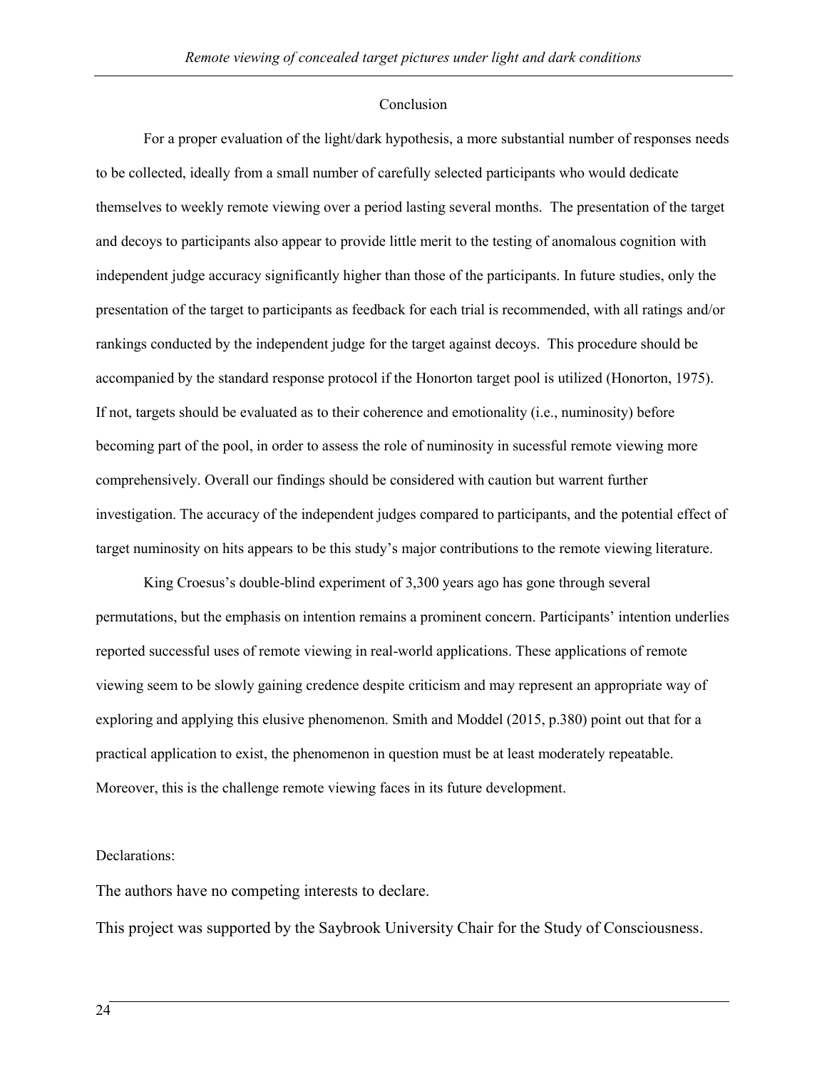## Conclusion

For a proper evaluation of the light/dark hypothesis, a more substantial number of responses needs to be collected, ideally from a small number of carefully selected participants who would dedicate themselves to weekly remote viewing over a period lasting several months. The presentation of the target and decoys to participants also appear to provide little merit to the testing of anomalous cognition with independent judge accuracy significantly higher than those of the participants. In future studies, only the presentation of the target to participants as feedback for each trial is recommended, with all ratings and/or rankings conducted by the independent judge for the target against decoys. This procedure should be accompanied by the standard response protocol if the Honorton target pool is utilized (Honorton, 1975). If not, targets should be evaluated as to their coherence and emotionality (i.e., numinosity) before becoming part of the pool, in order to assess the role of numinosity in sucessful remote viewing more comprehensively. Overall our findings should be considered with caution but warrent further investigation. The accuracy of the independent judges compared to participants, and the potential effect of target numinosity on hits appears to be this study's major contributions to the remote viewing literature.

King Croesus's double-blind experiment of 3,300 years ago has gone through several permutations, but the emphasis on intention remains a prominent concern. Participants' intention underlies reported successful uses of remote viewing in real-world applications. These applications of remote viewing seem to be slowly gaining credence despite criticism and may represent an appropriate way of exploring and applying this elusive phenomenon. Smith and Moddel (2015, p.380) point out that for a practical application to exist, the phenomenon in question must be at least moderately repeatable. Moreover, this is the challenge remote viewing faces in its future development.

Declarations:

The authors have no competing interests to declare.

This project was supported by the Saybrook University Chair for the Study of Consciousness.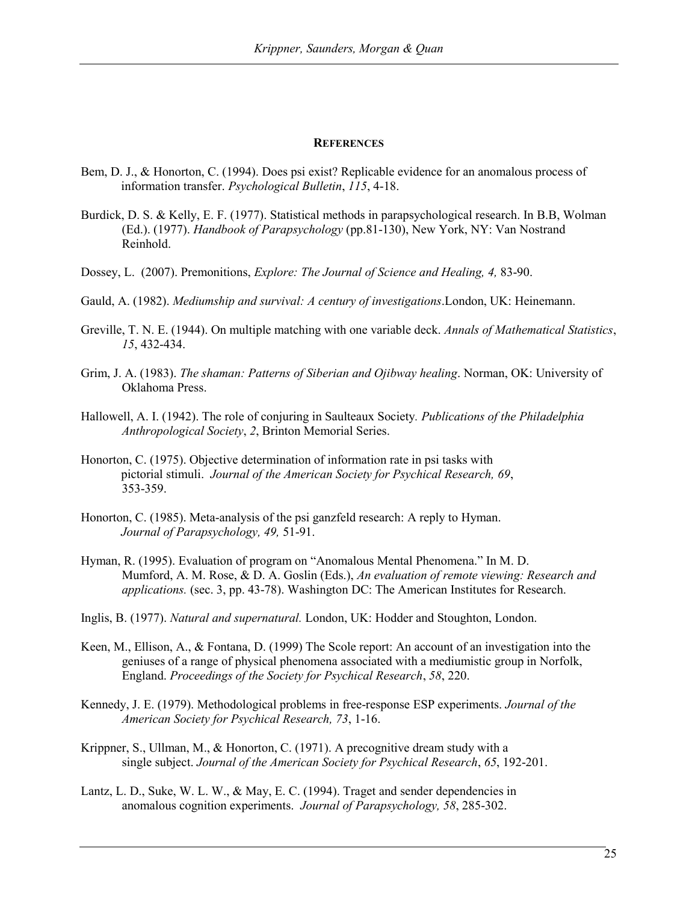## References

Bem, D. J., & Honorton, C. (1994). Does psi exist? Replicable evidence for an anomalous process of information transfer. *Psychological Bulletin*, *115*, 4-18.

Burdick, D. S. & Kelly, E. F. (1977). Statistical methods in parapsychological research. In B.B, Wolman (Ed.). (1977). *Handbook of Parapsychology* (pp.81-130), New York, NY: Van Nostrand Reinhold.

Dossey, L. (2007). Premonitions, *Explore: The Journal of Science and Healing, 4,* 83-90.

Gauld, A. (1982). *Mediumship and survival: A century of investigations*.London, UK: Heinemann.

Greville, T. N. E. (1944). On multiple matching with one variable deck. *Annals of Mathematical Statistics*, *15*, 432-434.

Grim, J. A. (1983). *The shaman: Patterns of Siberian and Ojibway healing*. Norman, OK: University of Oklahoma Press.

Hallowell, A. I. (1942). The role of conjuring in Saulteaux Society*. Publications of the Philadelphia Anthropological Society*, *2*, Brinton Memorial Series.

Honorton, C. (1975). Objective determination of information rate in psi tasks with pictorial stimuli. *Journal of the American Society for Psychical Research, 69*, 353-359.

Honorton, C. (1985). Meta-analysis of the psi ganzfeld research: A reply to Hyman. *Journal of Parapsychology, 49,* 51-91.

Hyman, R. (1995). Evaluation of program on "Anomalous Mental Phenomena." In M. D. Mumford, A. M. Rose, & D. A. Goslin (Eds.), *An evaluation of remote viewing: Research and applications.* (sec. 3, pp. 43-78). Washington DC: The American Institutes for Research.

Inglis, B. (1977). *Natural and supernatural.* London, UK: Hodder and Stoughton, London.

Keen, M., Ellison, A., & Fontana, D. (1999) The Scole report: An account of an investigation into the geniuses of a range of physical phenomena associated with a mediumistic group in Norfolk, England. *Proceedings of the Society for Psychical Research*, *58*, 220.

Kennedy, J. E. (1979). Methodological problems in free-response ESP experiments. *Journal of the American Society for Psychical Research, 73*, 1-16.

Krippner, S., Ullman, M., & Honorton, C. (1971). A precognitive dream study with a single subject. *Journal of the American Society for Psychical Research*, *65*, 192-201.

Lantz, L. D., Suke, W. L. W., & May, E. C. (1994). Traget and sender dependencies in anomalous cognition experiments. *Journal of Parapsychology, 58*, 285-302.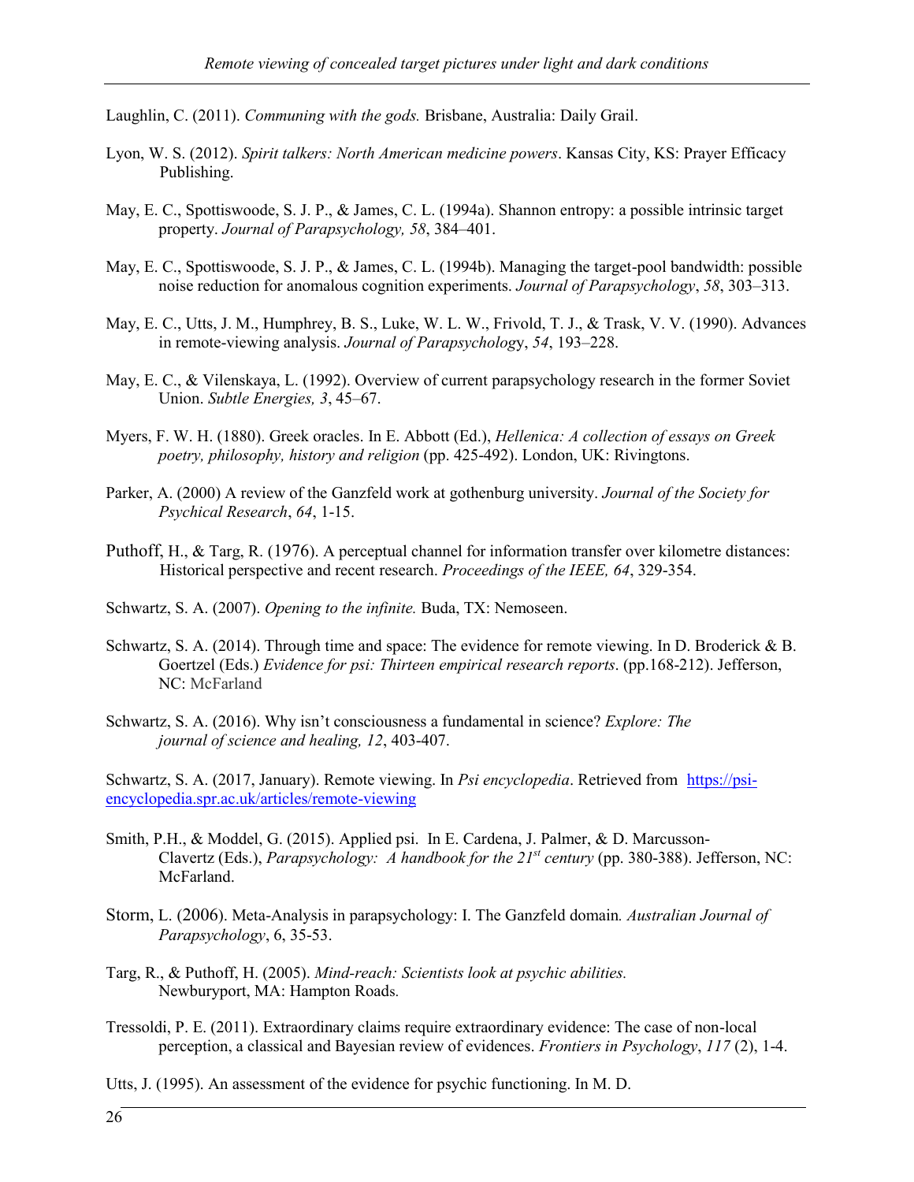Laughlin, C. (2011). *Communing with the gods.* Brisbane, Australia: Daily Grail.

Lyon, W. S. (2012). *Spirit talkers: North American medicine powers*. Kansas City, KS: Prayer Efficacy Publishing.

May, E. C., Spottiswoode, S. J. P., & James, C. L. (1994a). Shannon entropy: a possible intrinsic target property. *Journal of Parapsychology, 58*, 384–401.

May, E. C., Spottiswoode, S. J. P., & James, C. L. (1994b). Managing the target-pool bandwidth: possible noise reduction for anomalous cognition experiments. *Journal of Parapsychology*, *58*, 303–313.

May, E. C., Utts, J. M., Humphrey, B. S., Luke, W. L. W., Frivold, T. J., & Trask, V. V. (1990). Advances in remote-viewing analysis. *Journal of Parapsychology*, *54*, 193–228.

May, E. C., & Vilenskaya, L. (1992). Overview of current parapsychology research in the former Soviet Union. *Subtle Energies, 3*, 45–67.

Myers, F. W. H. (1880). Greek oracles. In E. Abbott (Ed.), *Hellenica: A collection of essays on Greek poetry, philosophy, history and religion* (pp. 425-492). London, UK: Rivingtons.

Parker, A. (2000) A review of the Ganzfeld work at gothenburg university. *Journal of the Society for Psychical Research*, *64*, 1-15.

Puthoff, H., & Targ, R. (1976). A perceptual channel for information transfer over kilometre distances: Historical perspective and recent research. *Proceedings of the IEEE, 64*, 329-354.

Schwartz, S. A. (2007). *Opening to the infinite.* Buda, TX: Nemoseen.

Schwartz, S. A. (2014). Through time and space: The evidence for remote viewing. In D. Broderick & B. Goertzel (Eds.) *Evidence for psi: Thirteen empirical research reports*. (pp.168-212). Jefferson, NC: McFarland

Schwartz, S. A. (2016). Why isn't consciousness a fundamental in science? *Explore: The journal of science and healing, 12*, 403-407.

Schwartz, S. A. (2017, January). Remote viewing. In *Psi encyclopedia*. Retrieved from https://psi-encyclopedia.spr.ac.uk/articles/remote-viewing

Smith, P.H., & Moddel, G. (2015). Applied psi. In E. Cardena, J. Palmer, & D. Marcusson-Clavertz (Eds.), *Parapsychology: A handbook for the 21st century* (pp. 380-388). Jefferson, NC: McFarland.

Storm, L. (2006). Meta-Analysis in parapsychology: I. The Ganzfeld domain. *Australian Journal of Parapsychology*, 6, 35-53.

Targ, R., & Puthoff, H. (2005). *Mind-reach: Scientists look at psychic abilities.* Newburyport, MA: Hampton Roads.

Tressoldi, P. E. (2011). Extraordinary claims require extraordinary evidence: The case of non-local perception, a classical and Bayesian review of evidences. *Frontiers in Psychology*, *117* (2), 1-4.

Utts, J. (1995). An assessment of the evidence for psychic functioning. In M. D.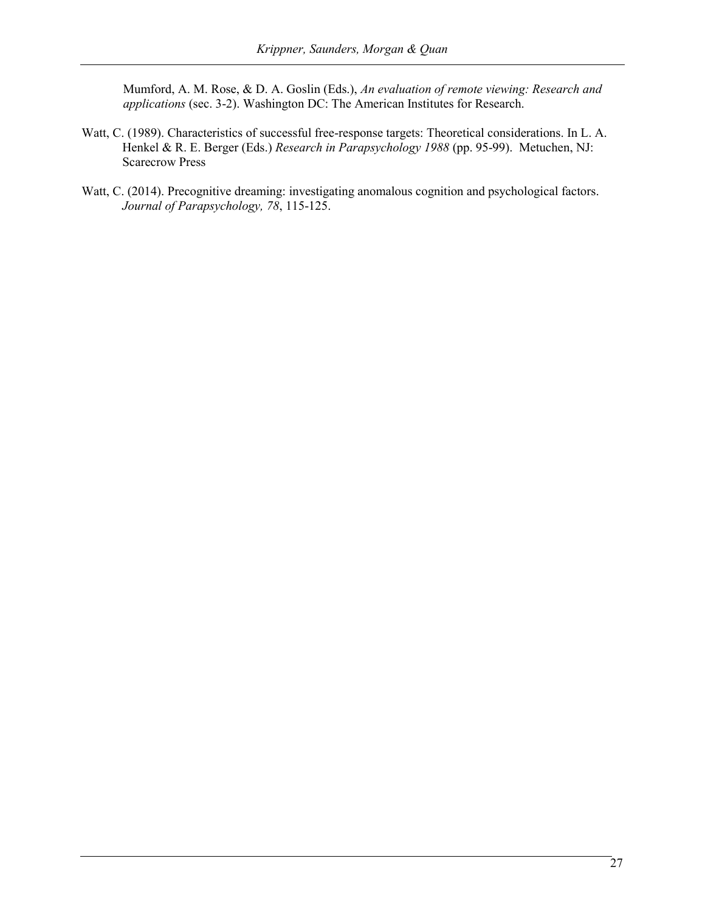Mumford, A. M. Rose, & D. A. Goslin (Eds.), *An evaluation of remote viewing: Research and applications* (sec. 3-2). Washington DC: The American Institutes for Research.

Watt, C. (1989). Characteristics of successful free-response targets: Theoretical considerations. In L. A. Henkel & R. E. Berger (Eds.) *Research in Parapsychology 1988* (pp. 95-99). Metuchen, NJ: Scarecrow Press

Watt, C. (2014). Precognitive dreaming: investigating anomalous cognition and psychological factors. *Journal of Parapsychology, 78*, 115-125.